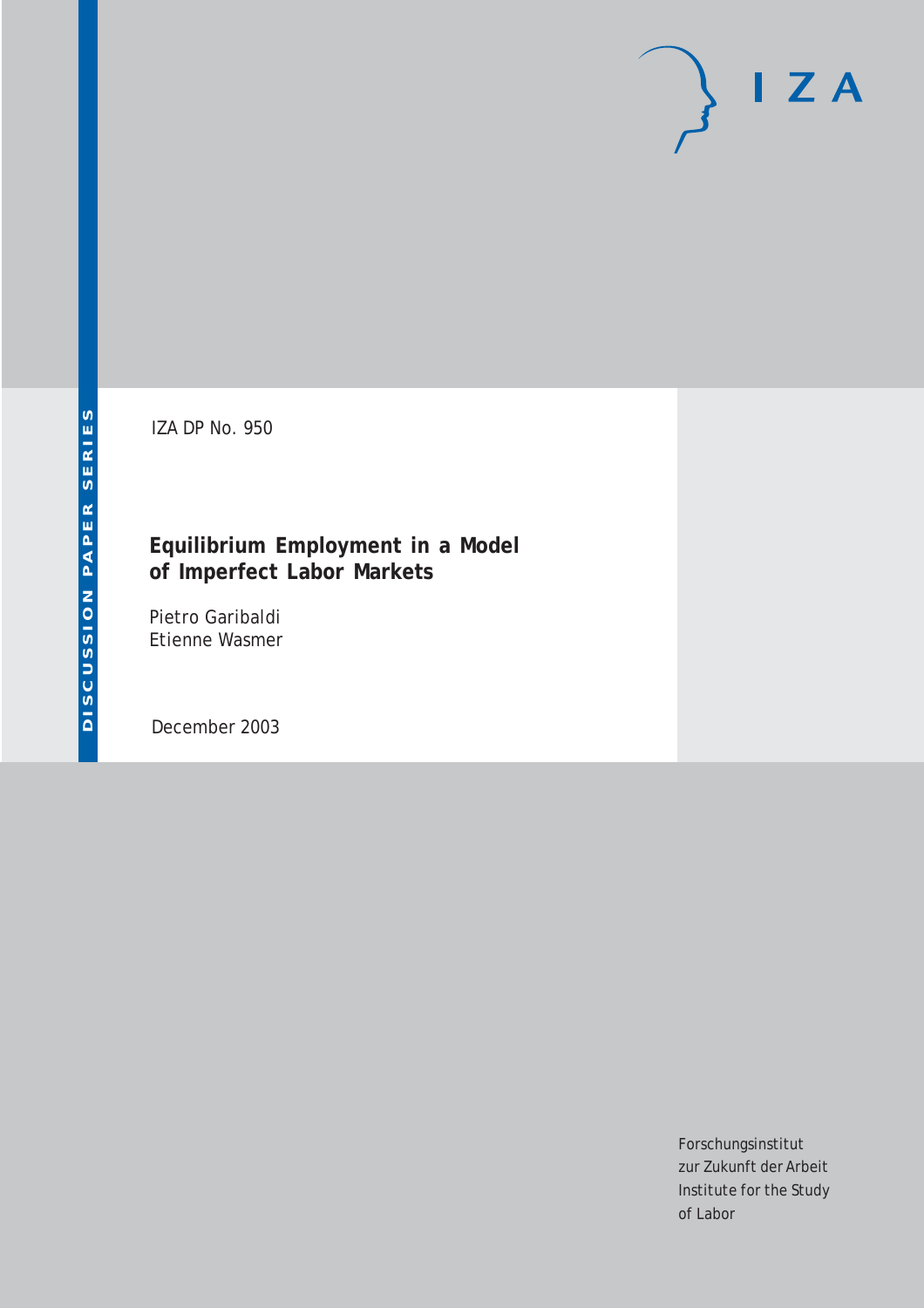IZA

DISCUSSION PAPER SERIES

IZA DP No. 950

# Equilibrium Employment in a Model of Imperfect Labor Markets

Pietro Garibaldi
Etienne Wasmer

December 2003

Forschungsinstitut
zur Zukunft der Arbeit
Institute for the Study
of Labor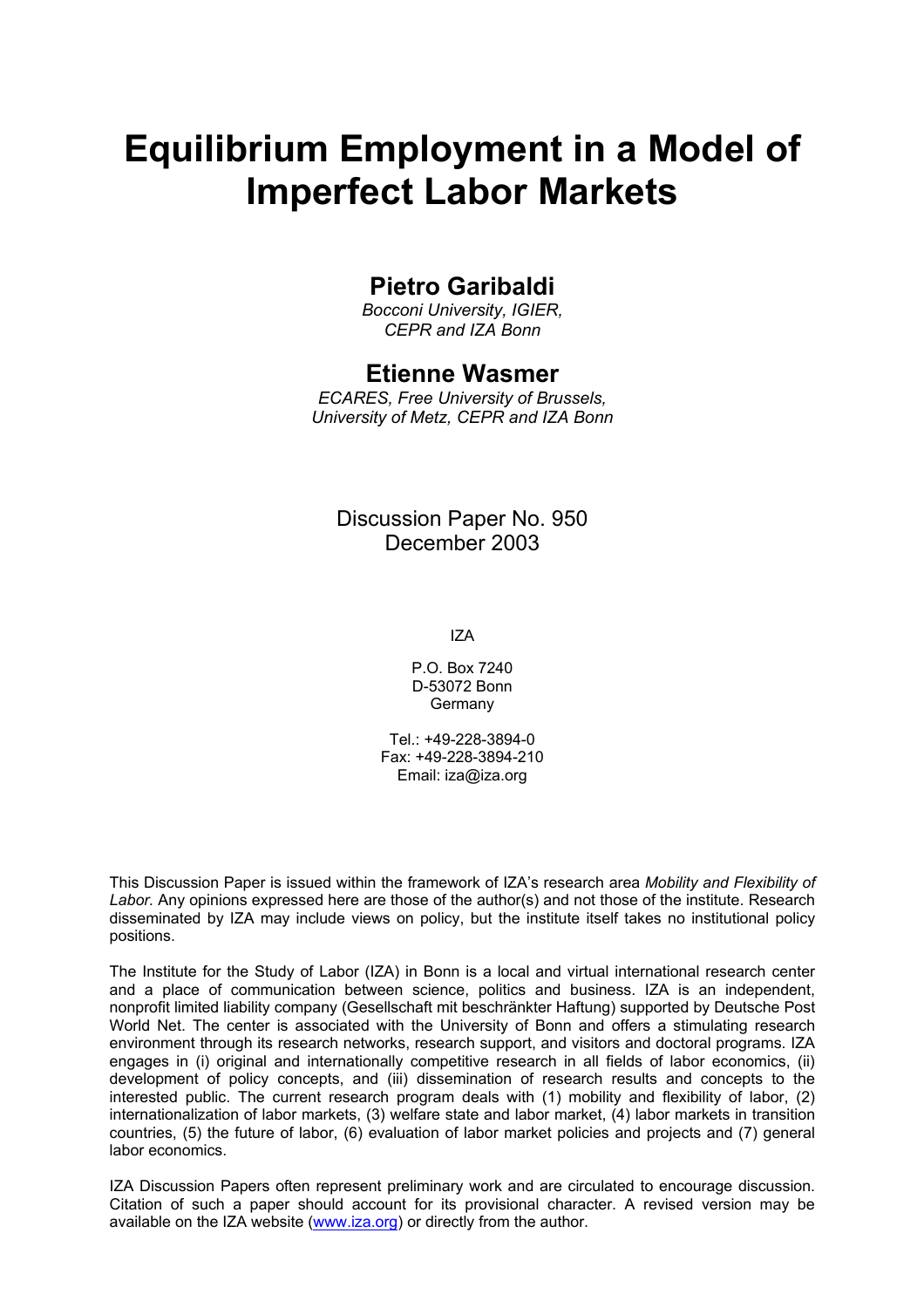# Equilibrium Employment in a Model of Imperfect Labor Markets

## Pietro Garibaldi

*Bocconi University, IGIER,*
*CEPR and IZA Bonn*

## Etienne Wasmer

*ECARES, Free University of Brussels,*
*University of Metz, CEPR and IZA Bonn*

Discussion Paper No. 950
December 2003

IZA

P.O. Box 7240
D-53072 Bonn
Germany

Tel.: +49-228-3894-0
Fax: +49-228-3894-210
Email: iza@iza.org

This Discussion Paper is issued within the framework of IZA's research area *Mobility and Flexibility of Labor.* Any opinions expressed here are those of the author(s) and not those of the institute. Research disseminated by IZA may include views on policy, but the institute itself takes no institutional policy positions.

The Institute for the Study of Labor (IZA) in Bonn is a local and virtual international research center and a place of communication between science, politics and business. IZA is an independent, nonprofit limited liability company (Gesellschaft mit beschränkter Haftung) supported by Deutsche Post World Net. The center is associated with the University of Bonn and offers a stimulating research environment through its research networks, research support, and visitors and doctoral programs. IZA engages in (i) original and internationally competitive research in all fields of labor economics, (ii) development of policy concepts, and (iii) dissemination of research results and concepts to the interested public. The current research program deals with (1) mobility and flexibility of labor, (2) internationalization of labor markets, (3) welfare state and labor market, (4) labor markets in transition countries, (5) the future of labor, (6) evaluation of labor market policies and projects and (7) general labor economics.

IZA Discussion Papers often represent preliminary work and are circulated to encourage discussion. Citation of such a paper should account for its provisional character. A revised version may be available on the IZA website (www.iza.org) or directly from the author.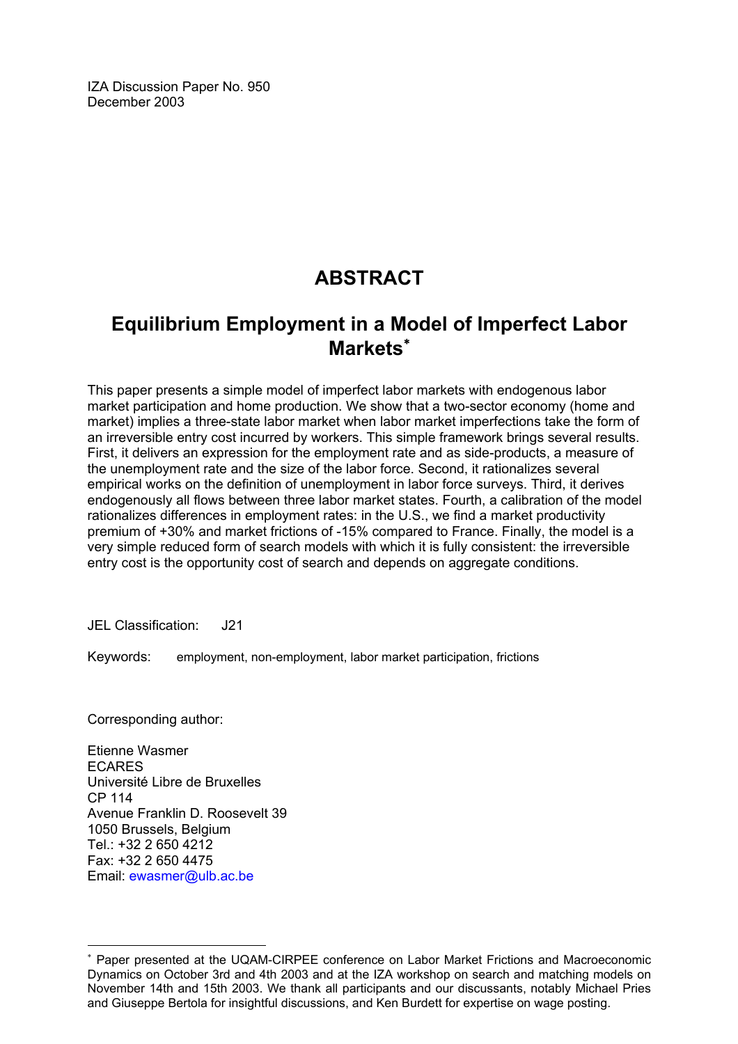IZA Discussion Paper No. 950
December 2003

# ABSTRACT

## Equilibrium Employment in a Model of Imperfect Labor Markets[*]

This paper presents a simple model of imperfect labor markets with endogenous labor market participation and home production. We show that a two-sector economy (home and market) implies a three-state labor market when labor market imperfections take the form of an irreversible entry cost incurred by workers. This simple framework brings several results. First, it delivers an expression for the employment rate and as side-products, a measure of the unemployment rate and the size of the labor force. Second, it rationalizes several empirical works on the definition of unemployment in labor force surveys. Third, it derives endogenously all flows between three labor market states. Fourth, a calibration of the model rationalizes differences in employment rates: in the U.S., we find a market productivity premium of +30% and market frictions of -15% compared to France. Finally, the model is a very simple reduced form of search models with which it is fully consistent: the irreversible entry cost is the opportunity cost of search and depends on aggregate conditions.

JEL Classification: J21

Keywords: employment, non-employment, labor market participation, frictions

Corresponding author:

Etienne Wasmer
ECARES
Université Libre de Bruxelles
CP 114
Avenue Franklin D. Roosevelt 39
1050 Brussels, Belgium
Tel.: +32 2 650 4212
Fax: +32 2 650 4475
Email: ewasmer@ulb.ac.be

[*] Paper presented at the UQAM-CIRPEE conference on Labor Market Frictions and Macroeconomic Dynamics on October 3rd and 4th 2003 and at the IZA workshop on search and matching models on November 14th and 15th 2003. We thank all participants and our discussants, notably Michael Pries and Giuseppe Bertola for insightful discussions, and Ken Burdett for expertise on wage posting.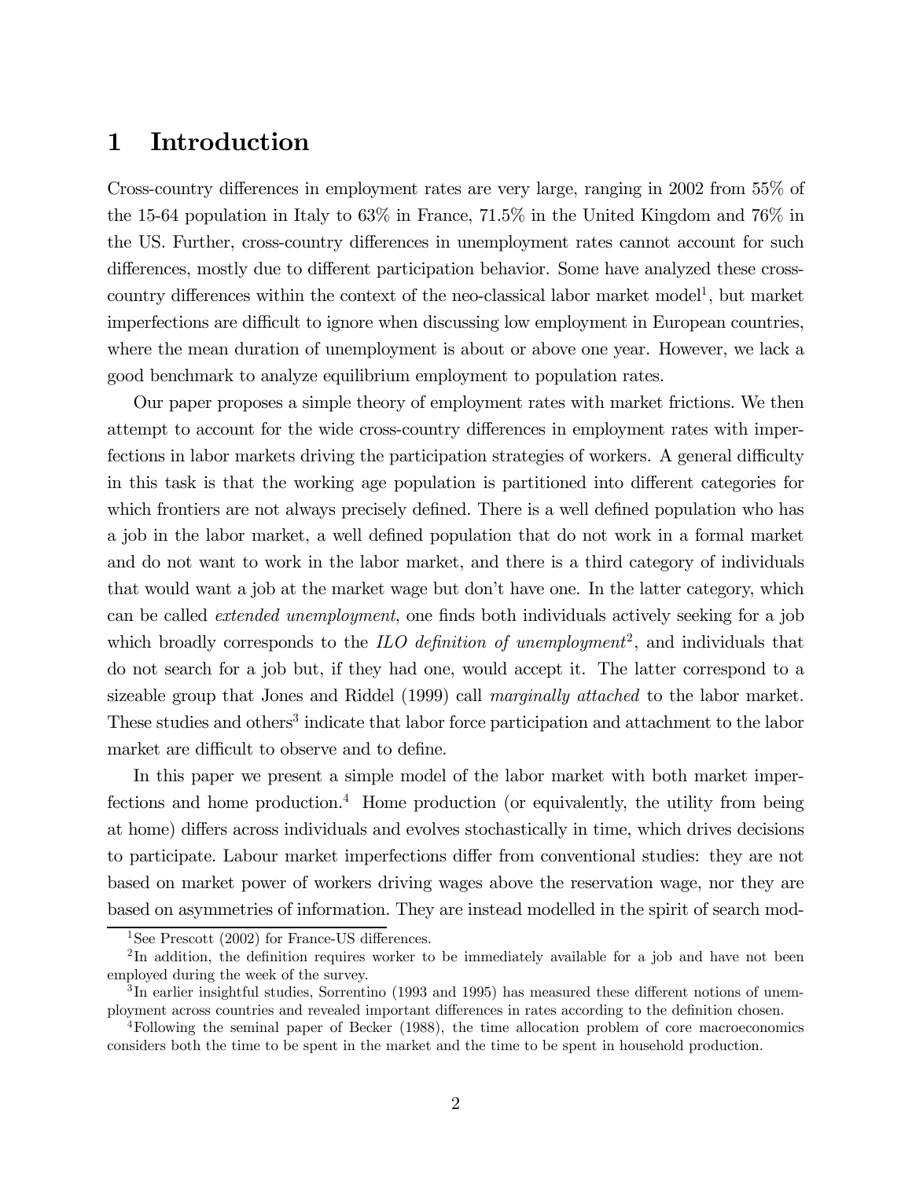# 1 Introduction

Cross-country differences in employment rates are very large, ranging in 2002 from 55% of the 15-64 population in Italy to 63% in France, 71.5% in the United Kingdom and 76% in the US. Further, cross-country differences in unemployment rates cannot account for such differences, mostly due to different participation behavior. Some have analyzed these cross-country differences within the context of the neo-classical labor market model[1], but market imperfections are difficult to ignore when discussing low employment in European countries, where the mean duration of unemployment is about or above one year. However, we lack a good benchmark to analyze equilibrium employment to population rates.

Our paper proposes a simple theory of employment rates with market frictions. We then attempt to account for the wide cross-country differences in employment rates with imperfections in labor markets driving the participation strategies of workers. A general difficulty in this task is that the working age population is partitioned into different categories for which frontiers are not always precisely defined. There is a well defined population who has a job in the labor market, a well defined population that do not work in a formal market and do not want to work in the labor market, and there is a third category of individuals that would want a job at the market wage but don't have one. In the latter category, which can be called *extended unemployment*, one finds both individuals actively seeking for a job which broadly corresponds to the *ILO definition of unemployment*[2], and individuals that do not search for a job but, if they had one, would accept it. The latter correspond to a sizeable group that Jones and Riddel (1999) call *marginally attached* to the labor market. These studies and others[3] indicate that labor force participation and attachment to the labor market are difficult to observe and to define.

In this paper we present a simple model of the labor market with both market imperfections and home production.[4] Home production (or equivalently, the utility from being at home) differs across individuals and evolves stochastically in time, which drives decisions to participate. Labour market imperfections differ from conventional studies: they are not based on market power of workers driving wages above the reservation wage, nor they are based on asymmetries of information. They are instead modelled in the spirit of search mod-

[1] See Prescott (2002) for France-US differences.

[2] In addition, the definition requires worker to be immediately available for a job and have not been employed during the week of the survey.

[3] In earlier insightful studies, Sorrentino (1993 and 1995) has measured these different notions of unemployment across countries and revealed important differences in rates according to the definition chosen.

[4] Following the seminal paper of Becker (1988), the time allocation problem of core macroeconomics considers both the time to be spent in the market and the time to be spent in household production.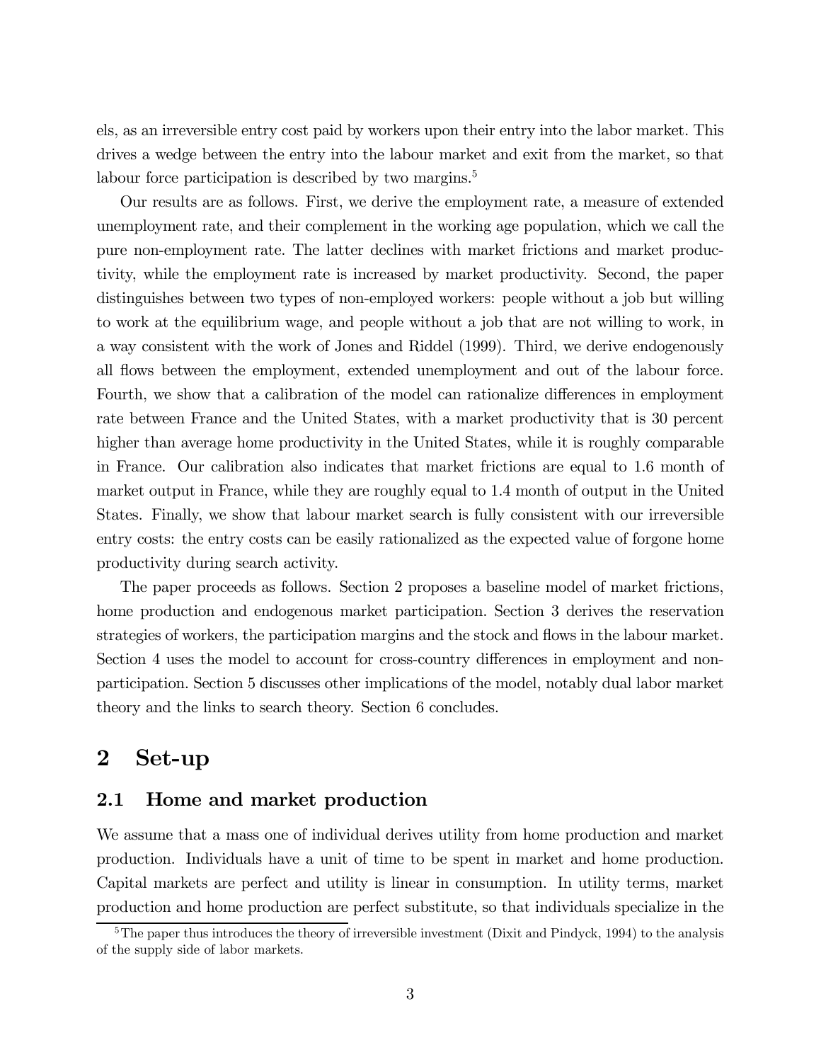els, as an irreversible entry cost paid by workers upon their entry into the labor market. This drives a wedge between the entry into the labour market and exit from the market, so that labour force participation is described by two margins.[5]

Our results are as follows. First, we derive the employment rate, a measure of extended unemployment rate, and their complement in the working age population, which we call the pure non-employment rate. The latter declines with market frictions and market productivity, while the employment rate is increased by market productivity. Second, the paper distinguishes between two types of non-employed workers: people without a job but willing to work at the equilibrium wage, and people without a job that are not willing to work, in a way consistent with the work of Jones and Riddel (1999). Third, we derive endogenously all flows between the employment, extended unemployment and out of the labour force. Fourth, we show that a calibration of the model can rationalize differences in employment rate between France and the United States, with a market productivity that is 30 percent higher than average home productivity in the United States, while it is roughly comparable in France. Our calibration also indicates that market frictions are equal to 1.6 month of market output in France, while they are roughly equal to 1.4 month of output in the United States. Finally, we show that labour market search is fully consistent with our irreversible entry costs: the entry costs can be easily rationalized as the expected value of forgone home productivity during search activity.

The paper proceeds as follows. Section 2 proposes a baseline model of market frictions, home production and endogenous market participation. Section 3 derives the reservation strategies of workers, the participation margins and the stock and flows in the labour market. Section 4 uses the model to account for cross-country differences in employment and non-participation. Section 5 discusses other implications of the model, notably dual labor market theory and the links to search theory. Section 6 concludes.

# 2 Set-up

## 2.1 Home and market production

We assume that a mass one of individual derives utility from home production and market production. Individuals have a unit of time to be spent in market and home production. Capital markets are perfect and utility is linear in consumption. In utility terms, market production and home production are perfect substitute, so that individuals specialize in the

[5] The paper thus introduces the theory of irreversible investment (Dixit and Pindyck, 1994) to the analysis of the supply side of labor markets.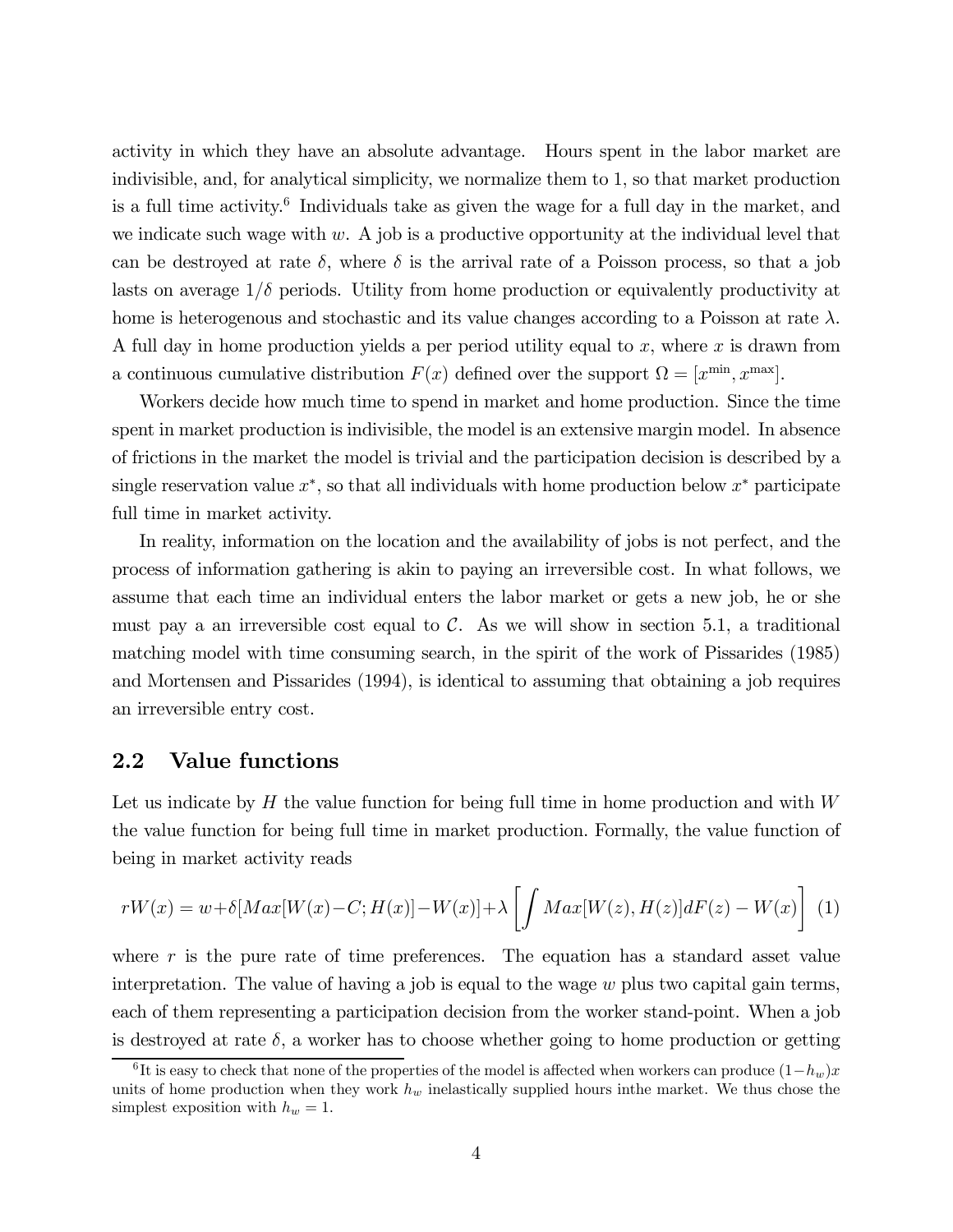activity in which they have an absolute advantage. Hours spent in the labor market are indivisible, and, for analytical simplicity, we normalize them to 1, so that market production is a full time activity.[6] Individuals take as given the wage for a full day in the market, and we indicate such wage with $w$. A job is a productive opportunity at the individual level that can be destroyed at rate $\delta$, where $\delta$ is the arrival rate of a Poisson process, so that a job lasts on average $1/\delta$ periods. Utility from home production or equivalently productivity at home is heterogenous and stochastic and its value changes according to a Poisson at rate $\lambda$. A full day in home production yields a per period utility equal to $x$, where $x$ is drawn from a continuous cumulative distribution $F(x)$ defined over the support $\Omega = [x^{\min}, x^{\max}]$.

Workers decide how much time to spend in market and home production. Since the time spent in market production is indivisible, the model is an extensive margin model. In absence of frictions in the market the model is trivial and the participation decision is described by a single reservation value $x^*$, so that all individuals with home production below $x^*$ participate full time in market activity.

In reality, information on the location and the availability of jobs is not perfect, and the process of information gathering is akin to paying an irreversible cost. In what follows, we assume that each time an individual enters the labor market or gets a new job, he or she must pay a an irreversible cost equal to $\mathcal{C}$. As we will show in section 5.1, a traditional matching model with time consuming search, in the spirit of the work of Pissarides (1985) and Mortensen and Pissarides (1994), is identical to assuming that obtaining a job requires an irreversible entry cost.

## 2.2 Value functions

Let us indicate by $H$ the value function for being full time in home production and with $W$ the value function for being full time in market production. Formally, the value function of being in market activity reads

$$rW(x) = w + \delta[Max[W(x) - C; H(x)] - W(x)] + \lambda \left[ \int Max[W(z), H(z)]dF(z) - W(x) \right] \quad (1)$$

where $r$ is the pure rate of time preferences. The equation has a standard asset value interpretation. The value of having a job is equal to the wage $w$ plus two capital gain terms, each of them representing a participation decision from the worker stand-point. When a job is destroyed at rate $\delta$, a worker has to choose whether going to home production or getting

[6] It is easy to check that none of the properties of the model is affected when workers can produce $(1-h_w)x$ units of home production when they work $h_w$ inelastically supplied hours inthe market. We thus chose the simplest exposition with $h_w = 1$.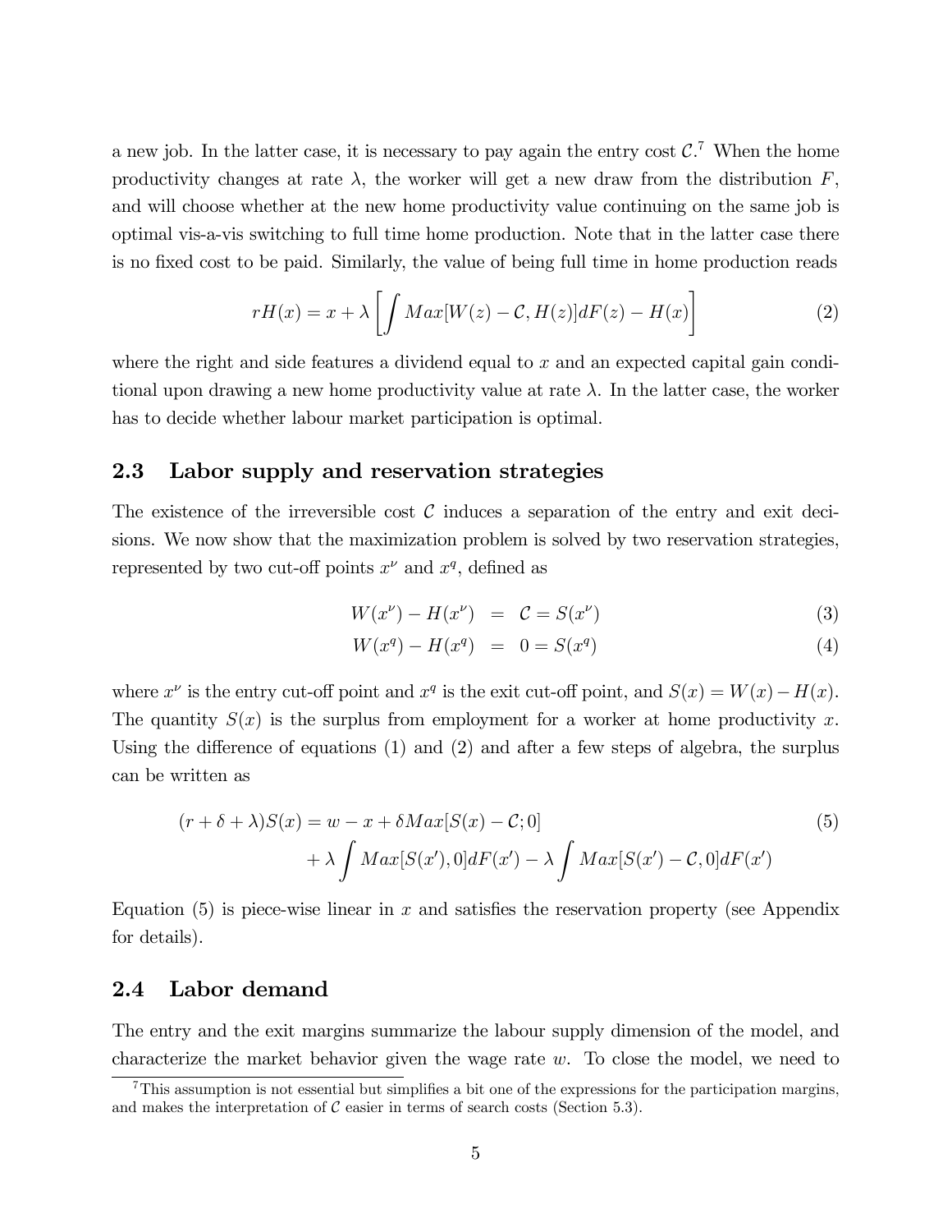a new job. In the latter case, it is necessary to pay again the entry cost $\mathcal{C}$.[7] When the home productivity changes at rate $\lambda$, the worker will get a new draw from the distribution $F$, and will choose whether at the new home productivity value continuing on the same job is optimal vis-a-vis switching to full time home production. Note that in the latter case there is no fixed cost to be paid. Similarly, the value of being full time in home production reads

$$rH(x) = x + \lambda \left[ \int Max[W(z) - \mathcal{C}, H(z)] dF(z) - H(x) \right] \tag{2}$$

where the right and side features a dividend equal to $x$ and an expected capital gain conditional upon drawing a new home productivity value at rate $\lambda$. In the latter case, the worker has to decide whether labour market participation is optimal.

### 2.3 Labor supply and reservation strategies

The existence of the irreversible cost $\mathcal{C}$ induces a separation of the entry and exit decisions. We now show that the maximization problem is solved by two reservation strategies, represented by two cut-off points $x^{\nu}$ and $x^{q}$, defined as

$$W(x^{\nu}) - H(x^{\nu}) = \mathcal{C} = S(x^{\nu}) \tag{3}$$

$$W(x^{q}) - H(x^{q}) = 0 = S(x^{q}) \tag{4}$$

where $x^{\nu}$ is the entry cut-off point and $x^{q}$ is the exit cut-off point, and $S(x) = W(x) - H(x)$. The quantity $S(x)$ is the surplus from employment for a worker at home productivity $x$. Using the difference of equations (1) and (2) and after a few steps of algebra, the surplus can be written as

$$\begin{aligned}(r + \delta + \lambda) S(x) = {} & w - x + \delta Max[S(x) - \mathcal{C}; 0] \\ & + \lambda \int Max[S(x'), 0] dF(x') - \lambda \int Max[S(x') - \mathcal{C}, 0] dF(x')\end{aligned} \tag{5}$$

Equation (5) is piece-wise linear in $x$ and satisfies the reservation property (see Appendix for details).

### 2.4 Labor demand

The entry and the exit margins summarize the labour supply dimension of the model, and characterize the market behavior given the wage rate $w$. To close the model, we need to

[7] This assumption is not essential but simplifies a bit one of the expressions for the participation margins, and makes the interpretation of $\mathcal{C}$ easier in terms of search costs (Section 5.3).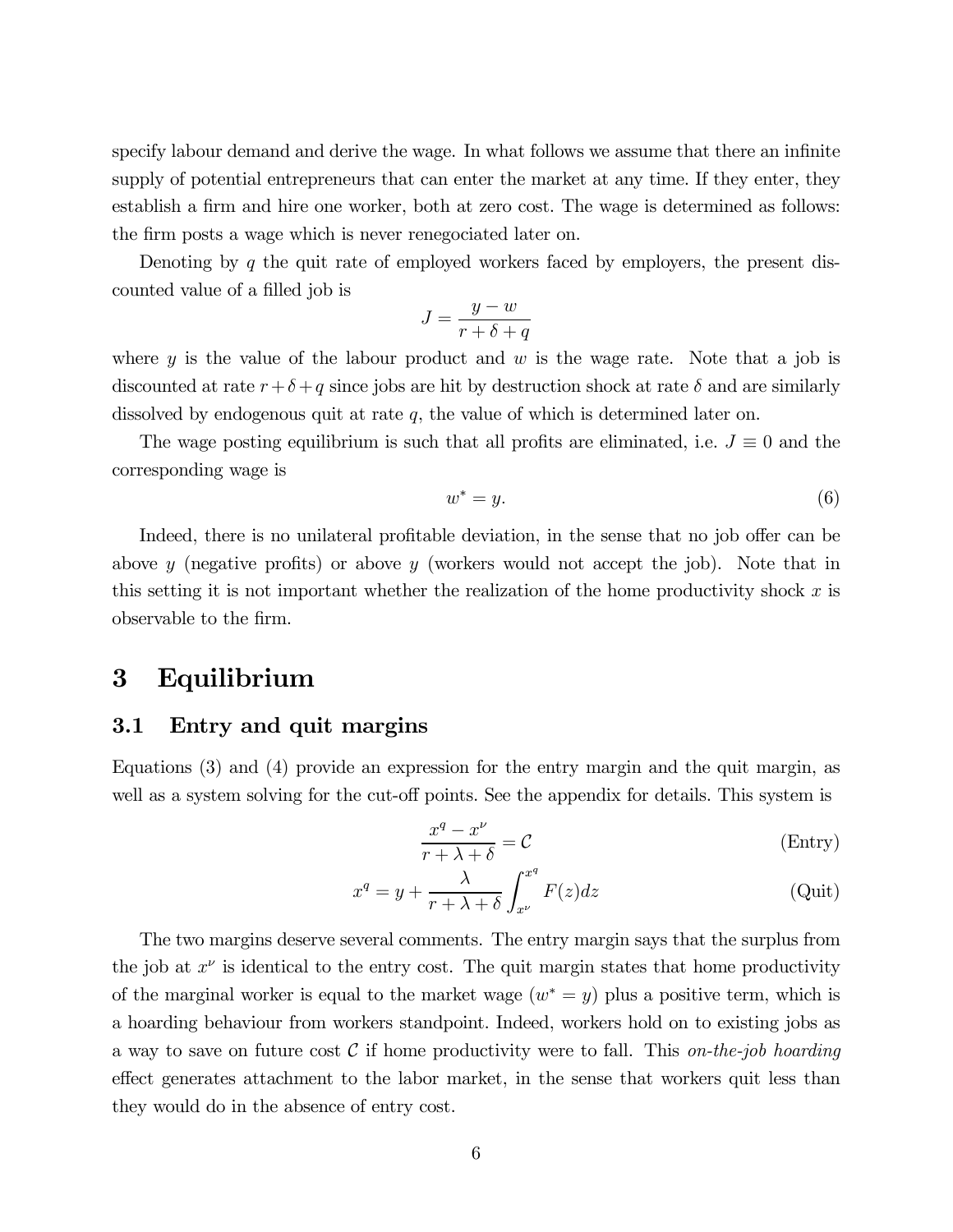specify labour demand and derive the wage. In what follows we assume that there an infinite supply of potential entrepreneurs that can enter the market at any time. If they enter, they establish a firm and hire one worker, both at zero cost. The wage is determined as follows: the firm posts a wage which is never renegociated later on.

Denoting by $q$ the quit rate of employed workers faced by employers, the present discounted value of a filled job is

$$J = \frac{y - w}{r + \delta + q}$$

where $y$ is the value of the labour product and $w$ is the wage rate. Note that a job is discounted at rate $r + \delta + q$ since jobs are hit by destruction shock at rate $\delta$ and are similarly dissolved by endogenous quit at rate $q$, the value of which is determined later on.

The wage posting equilibrium is such that all profits are eliminated, i.e. $J \equiv 0$ and the corresponding wage is

$$w^* = y. \tag{6}$$

Indeed, there is no unilateral profitable deviation, in the sense that no job offer can be above $y$ (negative profits) or above $y$ (workers would not accept the job). Note that in this setting it is not important whether the realization of the home productivity shock $x$ is observable to the firm.

# 3 Equilibrium

## 3.1 Entry and quit margins

Equations (3) and (4) provide an expression for the entry margin and the quit margin, as well as a system solving for the cut-off points. See the appendix for details. This system is

$$\frac{x^q - x^\nu}{r + \lambda + \delta} = \mathcal{C} \tag{Entry}$$

$$x^q = y + \frac{\lambda}{r + \lambda + \delta} \int_{x^\nu}^{x^q} F(z)dz \tag{Quit}$$

The two margins deserve several comments. The entry margin says that the surplus from the job at $x^\nu$ is identical to the entry cost. The quit margin states that home productivity of the marginal worker is equal to the market wage ($w^* = y$) plus a positive term, which is a hoarding behaviour from workers standpoint. Indeed, workers hold on to existing jobs as a way to save on future cost $\mathcal{C}$ if home productivity were to fall. This *on-the-job hoarding* effect generates attachment to the labor market, in the sense that workers quit less than they would do in the absence of entry cost.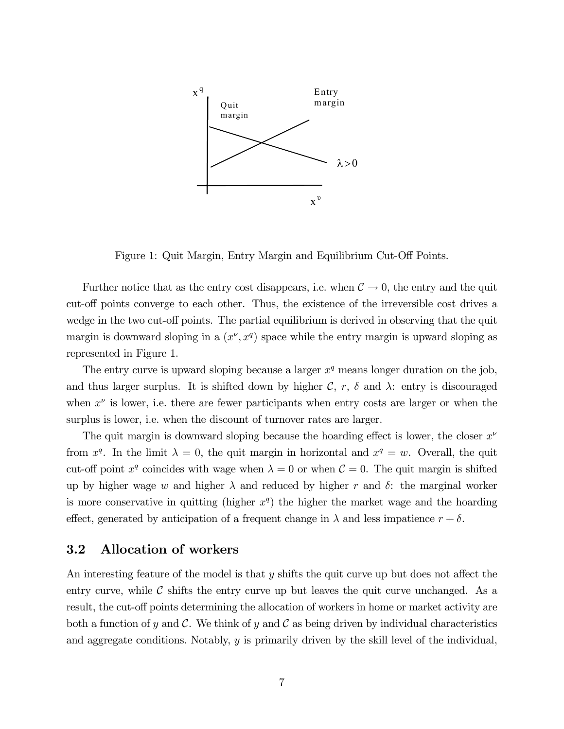Figure 1: Quit Margin, Entry Margin and Equilibrium Cut-Off Points.

Further notice that as the entry cost disappears, i.e. when $\mathcal{C} \to 0$, the entry and the quit cut-off points converge to each other. Thus, the existence of the irreversible cost drives a wedge in the two cut-off points. The partial equilibrium is derived in observing that the quit margin is downward sloping in a $(x^{\nu}, x^{q})$ space while the entry margin is upward sloping as represented in Figure 1.

The entry curve is upward sloping because a larger $x^q$ means longer duration on the job, and thus larger surplus. It is shifted down by higher $\mathcal{C}$, $r$, $\delta$ and $\lambda$: entry is discouraged when $x^{\nu}$ is lower, i.e. there are fewer participants when entry costs are larger or when the surplus is lower, i.e. when the discount of turnover rates are larger.

The quit margin is downward sloping because the hoarding effect is lower, the closer $x^{\nu}$ from $x^q$. In the limit $\lambda = 0$, the quit margin in horizontal and $x^q = w$. Overall, the quit cut-off point $x^q$ coincides with wage when $\lambda = 0$ or when $\mathcal{C} = 0$. The quit margin is shifted up by higher wage $w$ and higher $\lambda$ and reduced by higher $r$ and $\delta$: the marginal worker is more conservative in quitting (higher $x^q$) the higher the market wage and the hoarding effect, generated by anticipation of a frequent change in $\lambda$ and less impatience $r + \delta$.

### 3.2 Allocation of workers

An interesting feature of the model is that $y$ shifts the quit curve up but does not affect the entry curve, while $\mathcal{C}$ shifts the entry curve up but leaves the quit curve unchanged. As a result, the cut-off points determining the allocation of workers in home or market activity are both a function of $y$ and $\mathcal{C}$. We think of $y$ and $\mathcal{C}$ as being driven by individual characteristics and aggregate conditions. Notably, $y$ is primarily driven by the skill level of the individual,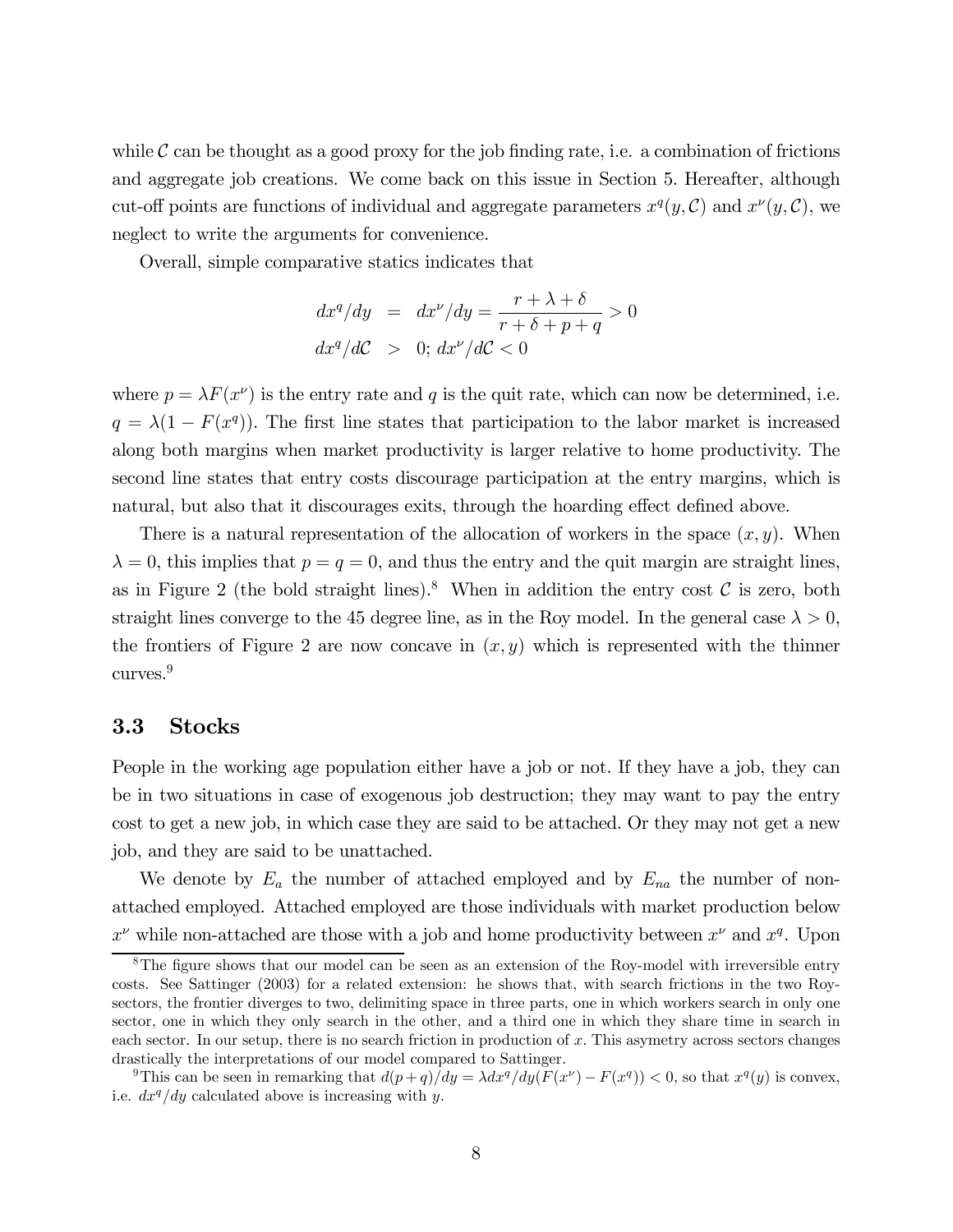while $\mathcal{C}$ can be thought as a good proxy for the job finding rate, i.e. a combination of frictions and aggregate job creations. We come back on this issue in Section 5. Hereafter, although cut-off points are functions of individual and aggregate parameters $x^q(y, \mathcal{C})$ and $x^\nu(y, \mathcal{C})$, we neglect to write the arguments for convenience.

Overall, simple comparative statics indicates that

$$
\begin{aligned}
dx^q/dy &= dx^\nu/dy = \frac{r+\lambda+\delta}{r+\delta+p+q} > 0 \\
dx^q/d\mathcal{C} &> 0; \; dx^\nu/d\mathcal{C} < 0
\end{aligned}
$$

where $p = \lambda F(x^\nu)$ is the entry rate and $q$ is the quit rate, which can now be determined, i.e. $q = \lambda(1 - F(x^q))$. The first line states that participation to the labor market is increased along both margins when market productivity is larger relative to home productivity. The second line states that entry costs discourage participation at the entry margins, which is natural, but also that it discourages exits, through the hoarding effect defined above.

There is a natural representation of the allocation of workers in the space $(x, y)$. When $\lambda = 0$, this implies that $p = q = 0$, and thus the entry and the quit margin are straight lines, as in Figure 2 (the bold straight lines).[8] When in addition the entry cost $\mathcal{C}$ is zero, both straight lines converge to the 45 degree line, as in the Roy model. In the general case $\lambda > 0$, the frontiers of Figure 2 are now concave in $(x, y)$ which is represented with the thinner curves.[9]

### 3.3 Stocks

People in the working age population either have a job or not. If they have a job, they can be in two situations in case of exogenous job destruction; they may want to pay the entry cost to get a new job, in which case they are said to be attached. Or they may not get a new job, and they are said to be unattached.

We denote by $E_a$ the number of attached employed and by $E_{na}$ the number of non-attached employed. Attached employed are those individuals with market production below $x^\nu$ while non-attached are those with a job and home productivity between $x^\nu$ and $x^q$. Upon

[8] The figure shows that our model can be seen as an extension of the Roy-model with irreversible entry costs. See Sattinger (2003) for a related extension: he shows that, with search frictions in the two Roy-sectors, the frontier diverges to two, delimiting space in three parts, one in which workers search in only one sector, one in which they only search in the other, and a third one in which they share time in search in each sector. In our setup, there is no search friction in production of $x$. This asymetry across sectors changes drastically the interpretations of our model compared to Sattinger.

[9] This can be seen in remarking that $d(p+q)/dy = \lambda dx^q/dy(F(x^\nu) - F(x^q)) < 0$, so that $x^q(y)$ is convex, i.e. $dx^q/dy$ calculated above is increasing with $y$.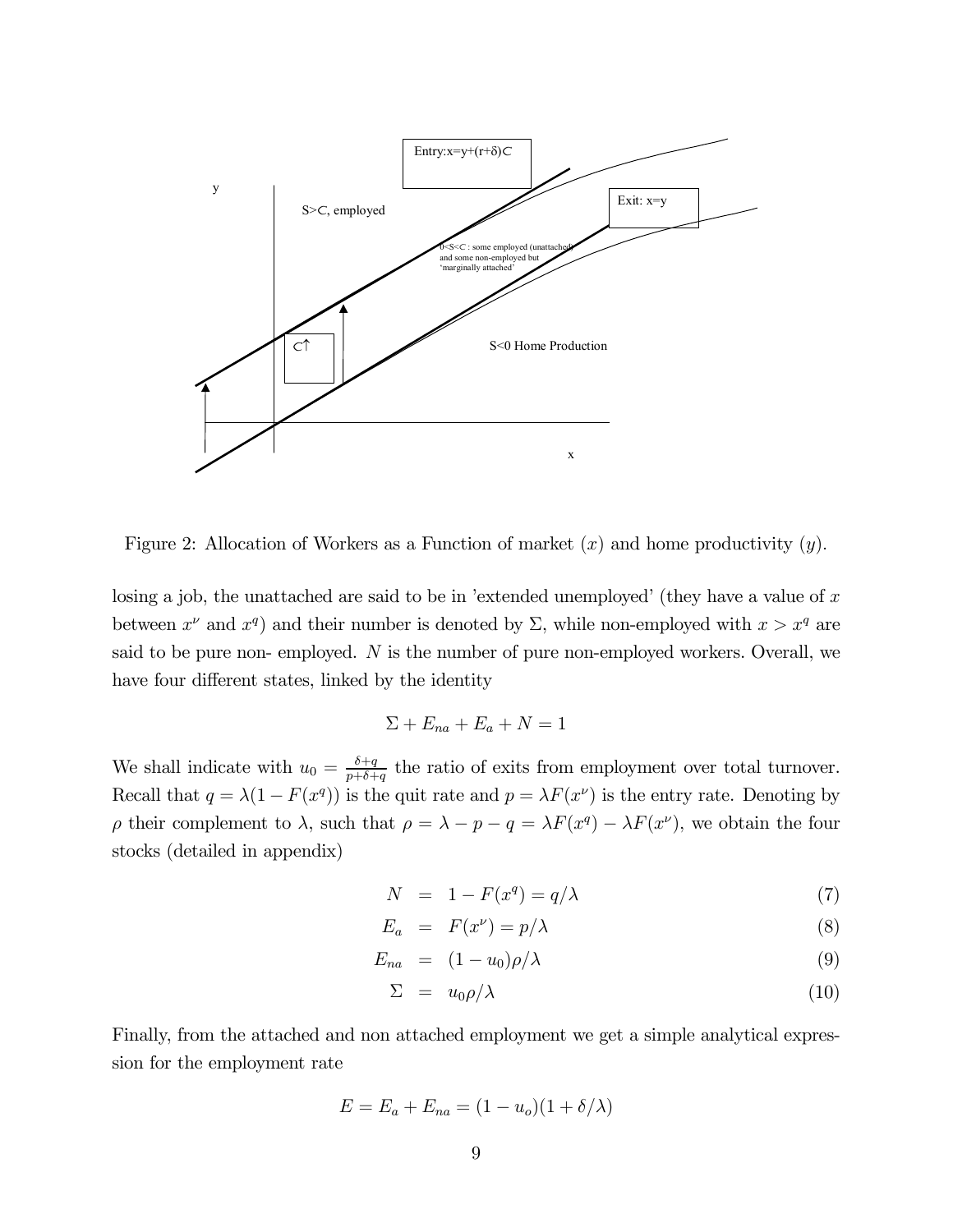Figure 2: Allocation of Workers as a Function of market ($x$) and home productivity ($y$).

losing a job, the unattached are said to be in 'extended unemployed' (they have a value of $x$ between $x^{\nu}$ and $x^{q}$) and their number is denoted by $\Sigma$, while non-employed with $x > x^{q}$ are said to be pure non- employed. $N$ is the number of pure non-employed workers. Overall, we have four different states, linked by the identity

$$\Sigma + E_{na} + E_{a} + N = 1$$

We shall indicate with $u_0 = \frac{\delta+q}{p+\delta+q}$ the ratio of exits from employment over total turnover. Recall that $q = \lambda(1 - F(x^{q}))$ is the quit rate and $p = \lambda F(x^{\nu})$ is the entry rate. Denoting by $\rho$ their complement to $\lambda$, such that $\rho = \lambda - p - q = \lambda F(x^{q}) - \lambda F(x^{\nu})$, we obtain the four stocks (detailed in appendix)

$$N = 1 - F(x^{q}) = q/\lambda \tag{7}$$

$$E_{a} = F(x^{\nu}) = p/\lambda \tag{8}$$

$$E_{na} = (1 - u_0)\rho/\lambda \tag{9}$$

$$\Sigma = u_0 \rho/\lambda \tag{10}$$

Finally, from the attached and non attached employment we get a simple analytical expression for the employment rate

$$E = E_{a} + E_{na} = (1 - u_o)(1 + \delta/\lambda)$$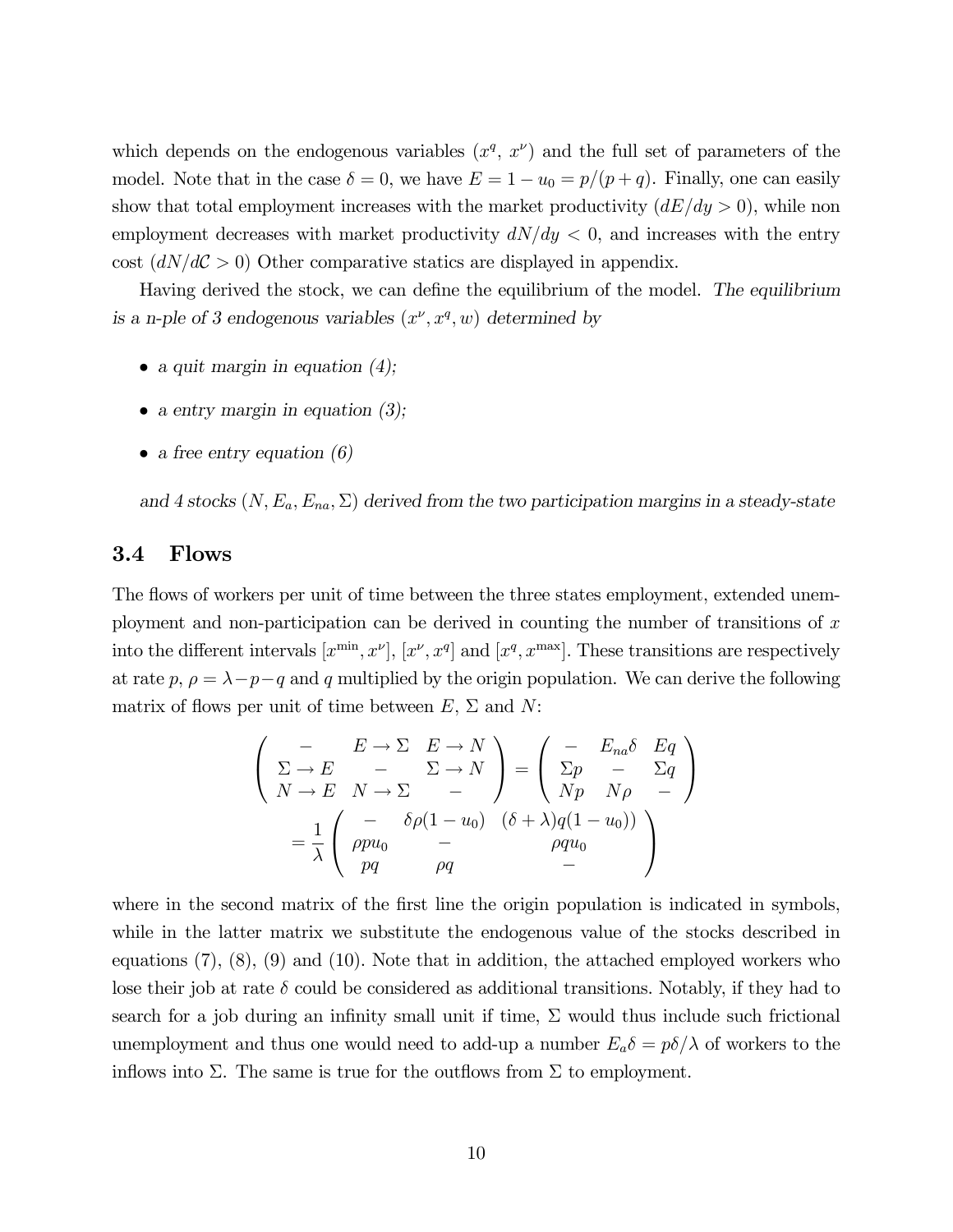which depends on the endogenous variables ($x^q$, $x^\nu$) and the full set of parameters of the model. Note that in the case $\delta = 0$, we have $E = 1 - u_0 = p/(p+q)$. Finally, one can easily show that total employment increases with the market productivity ($dE/dy > 0$), while non employment decreases with market productivity $dN/dy < 0$, and increases with the entry cost ($dN/d\mathcal{C} > 0$) Other comparative statics are displayed in appendix.

Having derived the stock, we can define the equilibrium of the model. *The equilibrium is a n-ple of 3 endogenous variables ($x^\nu, x^q, w$) determined by*

- *a quit margin in equation (4);*
- *a entry margin in equation (3);*
- *a free entry equation (6)*

*and 4 stocks ($N, E_a, E_{na}, \Sigma$) derived from the two participation margins in a steady-state*

### 3.4 Flows

The flows of workers per unit of time between the three states employment, extended unemployment and non-participation can be derived in counting the number of transitions of $x$ into the different intervals $[x^{\min}, x^\nu]$, $[x^\nu, x^q]$ and $[x^q, x^{\max}]$. These transitions are respectively at rate $p$, $\rho = \lambda - p - q$ and $q$ multiplied by the origin population. We can derive the following matrix of flows per unit of time between $E$, $\Sigma$ and $N$:

$$
\begin{pmatrix} - & E \to \Sigma & E \to N \\ \Sigma \to E & - & \Sigma \to N \\ N \to E & N \to \Sigma & - \end{pmatrix} = \begin{pmatrix} - & E_{na}\delta & Eq \\ \Sigma p & - & \Sigma q \\ Np & N\rho & - \end{pmatrix}
$$
$$
= \frac{1}{\lambda} \begin{pmatrix} - & \delta\rho(1-u_0) & (\delta+\lambda)q(1-u_0)) \\ \rho p u_0 & - & \rho q u_0 \\ pq & \rho q & - \end{pmatrix}
$$

where in the second matrix of the first line the origin population is indicated in symbols, while in the latter matrix we substitute the endogenous value of the stocks described in equations (7), (8), (9) and (10). Note that in addition, the attached employed workers who lose their job at rate $\delta$ could be considered as additional transitions. Notably, if they had to search for a job during an infinity small unit if time, $\Sigma$ would thus include such frictional unemployment and thus one would need to add-up a number $E_a\delta = p\delta/\lambda$ of workers to the inflows into $\Sigma$. The same is true for the outflows from $\Sigma$ to employment.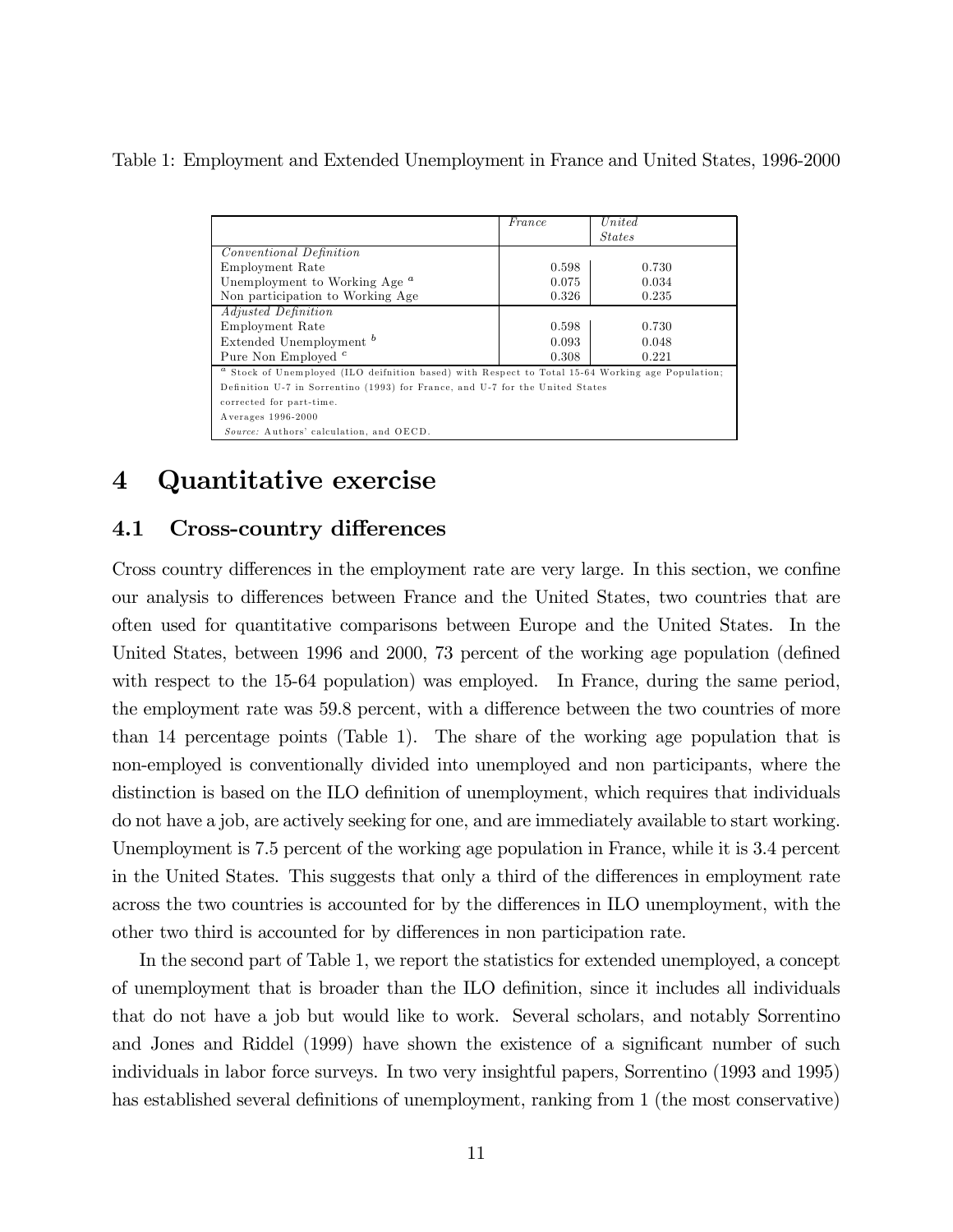Table 1: Employment and Extended Unemployment in France and United States, 1996-2000

| | *France* | *United States* |
|---|---|---|
| *Conventional Definition* | | |
| Employment Rate | 0.598 | 0.730 |
| Unemployment to Working Age [a] | 0.075 | 0.034 |
| Non participation to Working Age | 0.326 | 0.235 |
| *Adjusted Definition* | | |
| Employment Rate | 0.598 | 0.730 |
| Extended Unemployment [b] | 0.093 | 0.048 |
| Pure Non Employed [c] | 0.308 | 0.221 |

[a] Stock of Unemployed (ILO deifnition based) with Respect to Total 15-64 Working age Population;
Definition U-7 in Sorrentino (1993) for France, and U-7 for the United States
corrected for part-time.
Averages 1996-2000
*Source:* Authors' calculation, and OECD.

# 4 Quantitative exercise

## 4.1 Cross-country differences

Cross country differences in the employment rate are very large. In this section, we confine our analysis to differences between France and the United States, two countries that are often used for quantitative comparisons between Europe and the United States. In the United States, between 1996 and 2000, 73 percent of the working age population (defined with respect to the 15-64 population) was employed. In France, during the same period, the employment rate was 59.8 percent, with a difference between the two countries of more than 14 percentage points (Table 1). The share of the working age population that is non-employed is conventionally divided into unemployed and non participants, where the distinction is based on the ILO definition of unemployment, which requires that individuals do not have a job, are actively seeking for one, and are immediately available to start working. Unemployment is 7.5 percent of the working age population in France, while it is 3.4 percent in the United States. This suggests that only a third of the differences in employment rate across the two countries is accounted for by the differences in ILO unemployment, with the other two third is accounted for by differences in non participation rate.

In the second part of Table 1, we report the statistics for extended unemployed, a concept of unemployment that is broader than the ILO definition, since it includes all individuals that do not have a job but would like to work. Several scholars, and notably Sorrentino and Jones and Riddel (1999) have shown the existence of a significant number of such individuals in labor force surveys. In two very insightful papers, Sorrentino (1993 and 1995) has established several definitions of unemployment, ranking from 1 (the most conservative)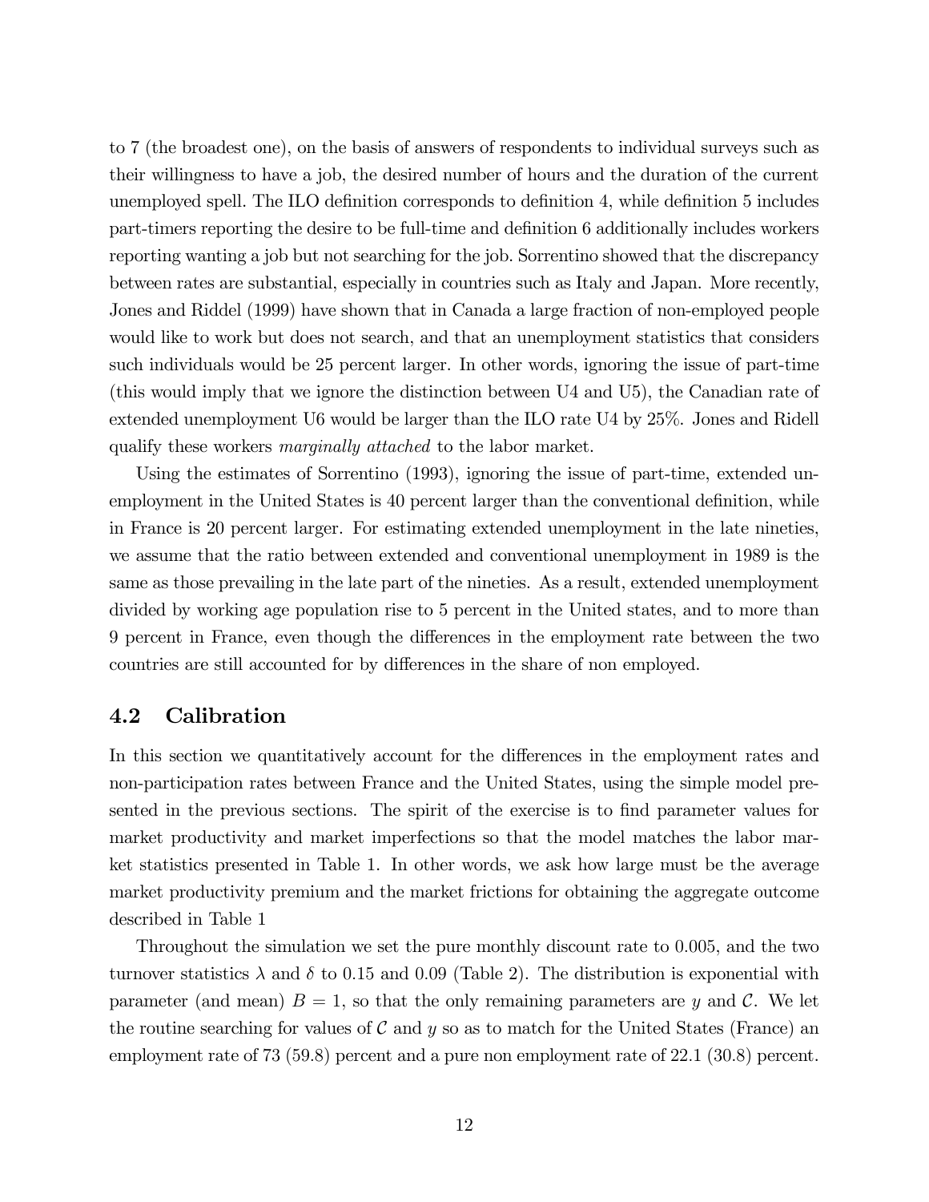to 7 (the broadest one), on the basis of answers of respondents to individual surveys such as their willingness to have a job, the desired number of hours and the duration of the current unemployed spell. The ILO definition corresponds to definition 4, while definition 5 includes part-timers reporting the desire to be full-time and definition 6 additionally includes workers reporting wanting a job but not searching for the job. Sorrentino showed that the discrepancy between rates are substantial, especially in countries such as Italy and Japan. More recently, Jones and Riddel (1999) have shown that in Canada a large fraction of non-employed people would like to work but does not search, and that an unemployment statistics that considers such individuals would be 25 percent larger. In other words, ignoring the issue of part-time (this would imply that we ignore the distinction between U4 and U5), the Canadian rate of extended unemployment U6 would be larger than the ILO rate U4 by 25%. Jones and Ridell qualify these workers *marginally attached* to the labor market.

Using the estimates of Sorrentino (1993), ignoring the issue of part-time, extended unemployment in the United States is 40 percent larger than the conventional definition, while in France is 20 percent larger. For estimating extended unemployment in the late nineties, we assume that the ratio between extended and conventional unemployment in 1989 is the same as those prevailing in the late part of the nineties. As a result, extended unemployment divided by working age population rise to 5 percent in the United states, and to more than 9 percent in France, even though the differences in the employment rate between the two countries are still accounted for by differences in the share of non employed.

## 4.2 Calibration

In this section we quantitatively account for the differences in the employment rates and non-participation rates between France and the United States, using the simple model presented in the previous sections. The spirit of the exercise is to find parameter values for market productivity and market imperfections so that the model matches the labor market statistics presented in Table 1. In other words, we ask how large must be the average market productivity premium and the market frictions for obtaining the aggregate outcome described in Table 1

Throughout the simulation we set the pure monthly discount rate to 0.005, and the two turnover statistics $\lambda$ and $\delta$ to 0.15 and 0.09 (Table 2). The distribution is exponential with parameter (and mean) $B = 1$, so that the only remaining parameters are $y$ and $\mathcal{C}$. We let the routine searching for values of $\mathcal{C}$ and $y$ so as to match for the United States (France) an employment rate of 73 (59.8) percent and a pure non employment rate of 22.1 (30.8) percent.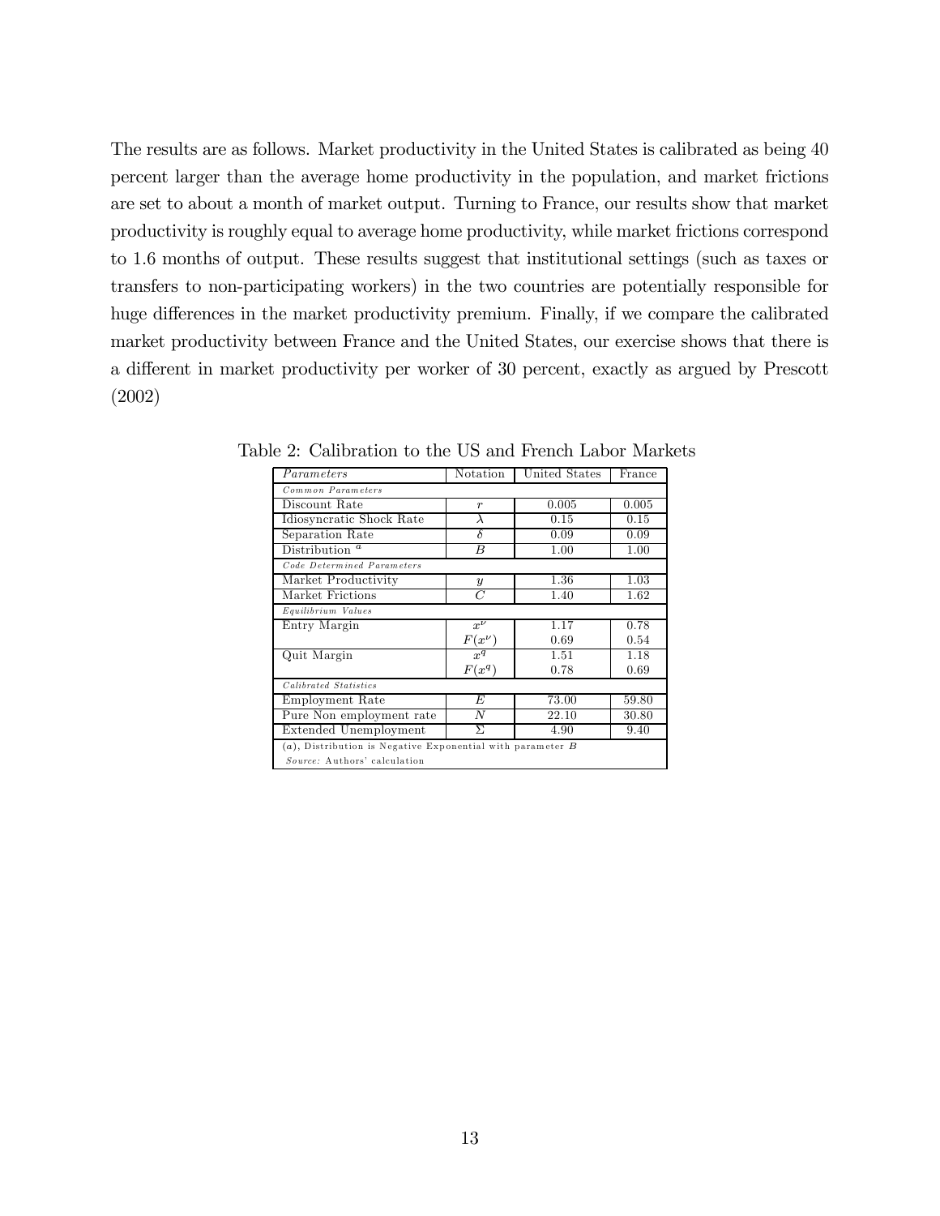The results are as follows. Market productivity in the United States is calibrated as being 40 percent larger than the average home productivity in the population, and market frictions are set to about a month of market output. Turning to France, our results show that market productivity is roughly equal to average home productivity, while market frictions correspond to 1.6 months of output. These results suggest that institutional settings (such as taxes or transfers to non-participating workers) in the two countries are potentially responsible for huge differences in the market productivity premium. Finally, if we compare the calibrated market productivity between France and the United States, our exercise shows that there is a different in market productivity per worker of 30 percent, exactly as argued by Prescott (2002)

Table 2: Calibration to the US and French Labor Markets

| *Parameters* | Notation | United States | France |
|---|---|---|---|
| *Common Parameters* | | | |
| Discount Rate | $r$ | 0.005 | 0.005 |
| Idiosyncratic Shock Rate | $\lambda$ | 0.15 | 0.15 |
| Separation Rate | $\delta$ | 0.09 | 0.09 |
| Distribution [a] | $B$ | 1.00 | 1.00 |
| *Code Determined Parameters* | | | |
| Market Productivity | $y$ | 1.36 | 1.03 |
| Market Frictions | $C$ | 1.40 | 1.62 |
| *Equilibrium Values* | | | |
| Entry Margin | $x^{\nu}$ | 1.17 | 0.78 |
| | $F(x^{\nu})$ | 0.69 | 0.54 |
| Quit Margin | $x^{q}$ | 1.51 | 1.18 |
| | $F(x^{q})$ | 0.78 | 0.69 |
| *Calibrated Statistics* | | | |
| Employment Rate | $E$ | 73.00 | 59.80 |
| Pure Non employment rate | $N$ | 22.10 | 30.80 |
| Extended Unemployment | $\Sigma$ | 4.90 | 9.40 |

($a$), Distribution is Negative Exponential with parameter $B$

*Source:* Authors' calculation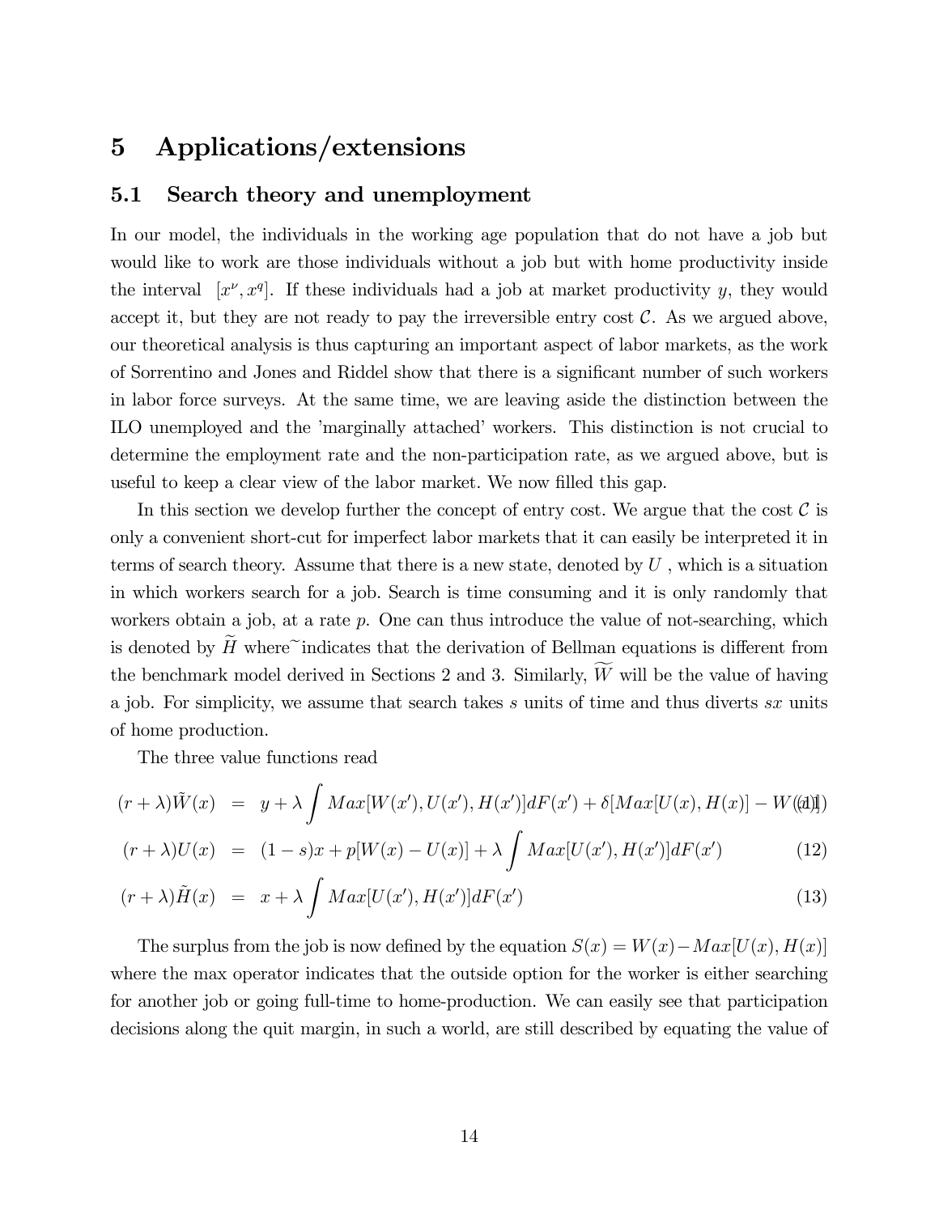# 5 Applications/extensions

## 5.1 Search theory and unemployment

In our model, the individuals in the working age population that do not have a job but would like to work are those individuals without a job but with home productivity inside the interval $[x^{\nu}, x^{q}]$. If these individuals had a job at market productivity $y$, they would accept it, but they are not ready to pay the irreversible entry cost $\mathcal{C}$. As we argued above, our theoretical analysis is thus capturing an important aspect of labor markets, as the work of Sorrentino and Jones and Riddel show that there is a significant number of such workers in labor force surveys. At the same time, we are leaving aside the distinction between the ILO unemployed and the 'marginally attached' workers. This distinction is not crucial to determine the employment rate and the non-participation rate, as we argued above, but is useful to keep a clear view of the labor market. We now filled this gap.

In this section we develop further the concept of entry cost. We argue that the cost $\mathcal{C}$ is only a convenient short-cut for imperfect labor markets that it can easily be interpreted it in terms of search theory. Assume that there is a new state, denoted by $U$ , which is a situation in which workers search for a job. Search is time consuming and it is only randomly that workers obtain a job, at a rate $p$. One can thus introduce the value of not-searching, which is denoted by $\widetilde{H}$ where $\widetilde{}$ indicates that the derivation of Bellman equations is different from the benchmark model derived in Sections 2 and 3. Similarly, $\widetilde{W}$ will be the value of having a job. For simplicity, we assume that search takes $s$ units of time and thus diverts $sx$ units of home production.

The three value functions read

$$(r+\lambda)\tilde{W}(x) = y + \lambda \int Max[W(x'), U(x'), H(x')]dF(x') + \delta[Max[U(x), H(x)] - W(x)] \quad (11)$$

$$(r+\lambda)U(x) = (1-s)x + p[W(x) - U(x)] + \lambda \int Max[U(x'), H(x')]dF(x') \quad (12)$$

$$(r+\lambda)\tilde{H}(x) = x + \lambda \int Max[U(x'), H(x')]dF(x') \quad (13)$$

The surplus from the job is now defined by the equation $S(x) = W(x) - Max[U(x), H(x)]$ where the max operator indicates that the outside option for the worker is either searching for another job or going full-time to home-production. We can easily see that participation decisions along the quit margin, in such a world, are still described by equating the value of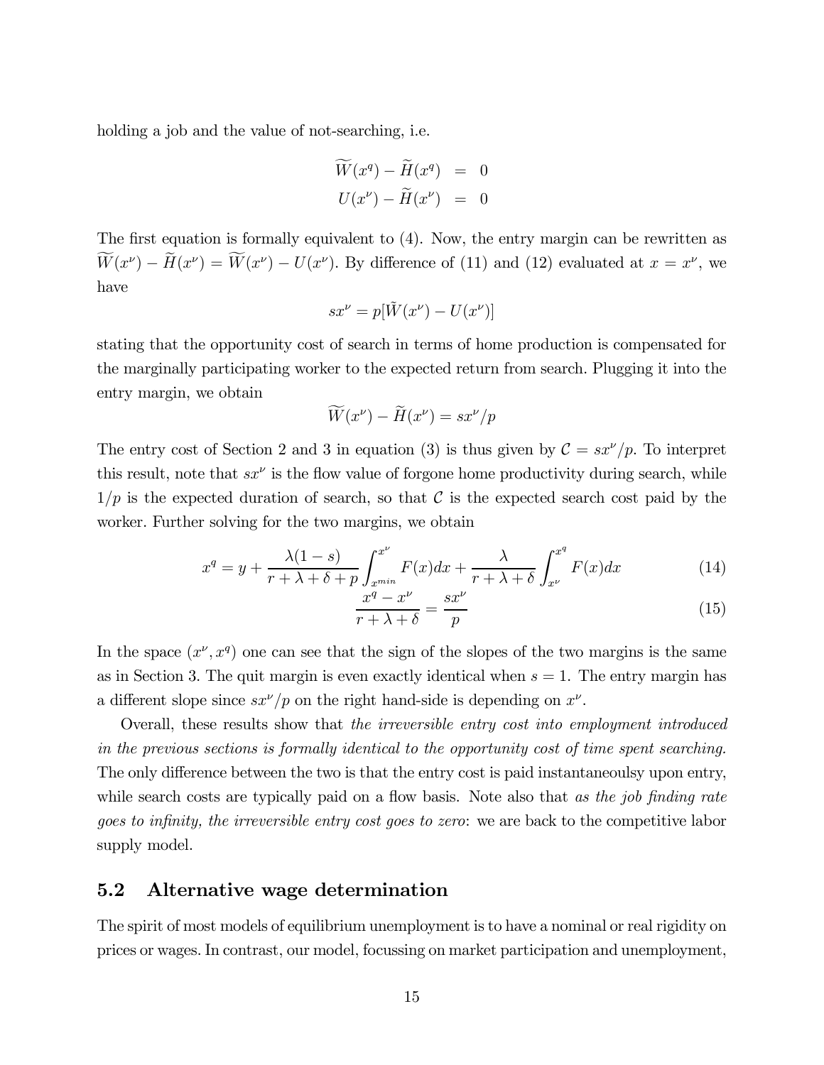holding a job and the value of not-searching, i.e.

$$
\begin{aligned}
\widetilde{W}(x^q) - \widetilde{H}(x^q) &= 0 \\
U(x^\nu) - \widetilde{H}(x^\nu) &= 0
\end{aligned}
$$

The first equation is formally equivalent to (4). Now, the entry margin can be rewritten as $\widetilde{W}(x^\nu) - \widetilde{H}(x^\nu) = \widetilde{W}(x^\nu) - U(x^\nu)$. By difference of (11) and (12) evaluated at $x = x^\nu$, we have

$$
sx^\nu = p[\tilde{W}(x^\nu) - U(x^\nu)]
$$

stating that the opportunity cost of search in terms of home production is compensated for the marginally participating worker to the expected return from search. Plugging it into the entry margin, we obtain

$$
\widetilde{W}(x^\nu) - \widetilde{H}(x^\nu) = sx^\nu/p
$$

The entry cost of Section 2 and 3 in equation (3) is thus given by $\mathcal{C} = sx^\nu/p$. To interpret this result, note that $sx^\nu$ is the flow value of forgone home productivity during search, while $1/p$ is the expected duration of search, so that $\mathcal{C}$ is the expected search cost paid by the worker. Further solving for the two margins, we obtain

$$
x^q = y + \frac{\lambda(1-s)}{r+\lambda+\delta+p}\int_{x^{min}}^{x^\nu} F(x)dx + \frac{\lambda}{r+\lambda+\delta}\int_{x^\nu}^{x^q} F(x)dx \tag{14}
$$

$$
\frac{x^q - x^\nu}{r+\lambda+\delta} = \frac{sx^\nu}{p} \tag{15}
$$

In the space $(x^\nu, x^q)$ one can see that the sign of the slopes of the two margins is the same as in Section 3. The quit margin is even exactly identical when $s = 1$. The entry margin has a different slope since $sx^\nu/p$ on the right hand-side is depending on $x^\nu$.

Overall, these results show that *the irreversible entry cost into employment introduced in the previous sections is formally identical to the opportunity cost of time spent searching.* The only difference between the two is that the entry cost is paid instantaneoulsy upon entry, while search costs are typically paid on a flow basis. Note also that *as the job finding rate goes to infinity, the irreversible entry cost goes to zero*: we are back to the competitive labor supply model.

## 5.2 Alternative wage determination

The spirit of most models of equilibrium unemployment is to have a nominal or real rigidity on prices or wages. In contrast, our model, focussing on market participation and unemployment,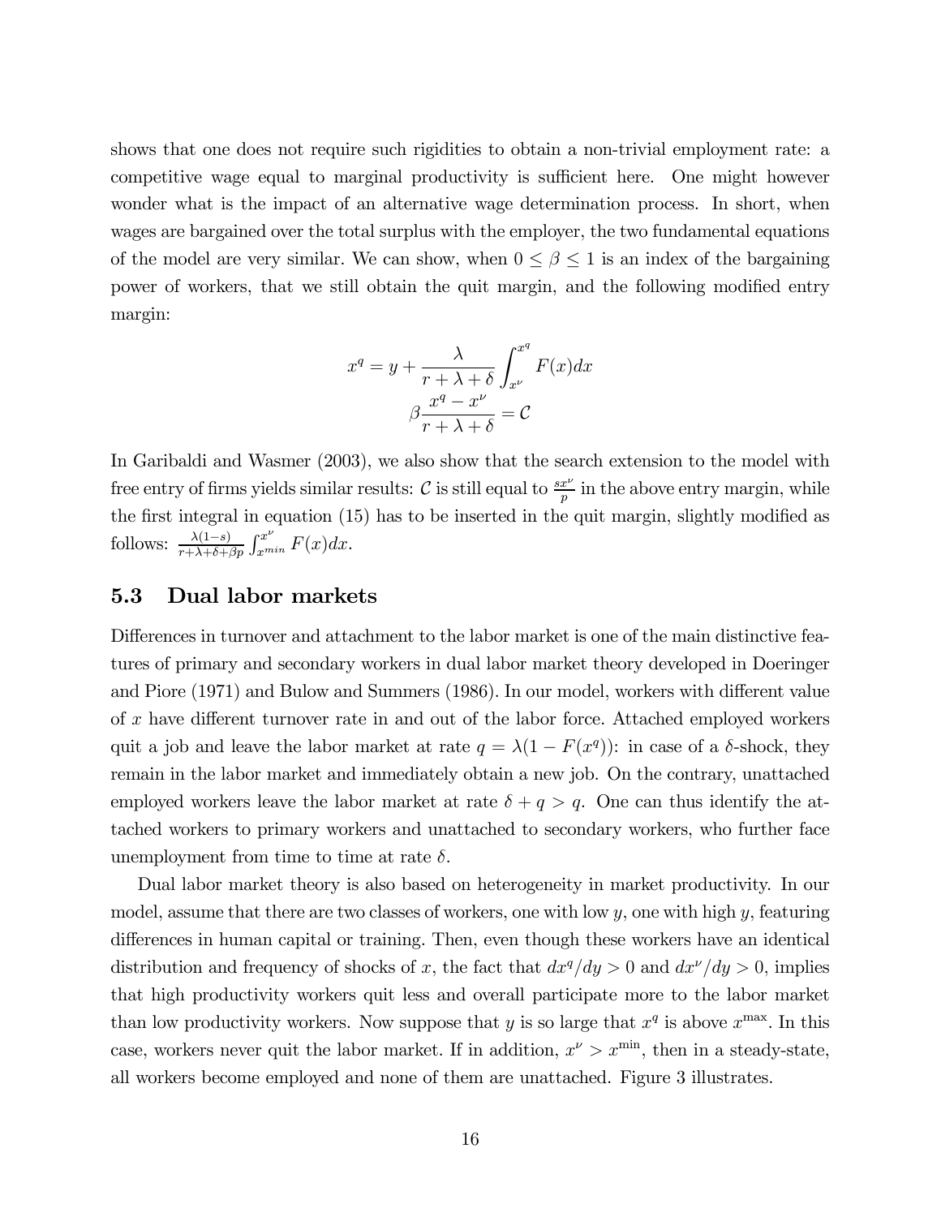shows that one does not require such rigidities to obtain a non-trivial employment rate: a competitive wage equal to marginal productivity is sufficient here. One might however wonder what is the impact of an alternative wage determination process. In short, when wages are bargained over the total surplus with the employer, the two fundamental equations of the model are very similar. We can show, when $0 \leq \beta \leq 1$ is an index of the bargaining power of workers, that we still obtain the quit margin, and the following modified entry margin:

$$x^q = y + \frac{\lambda}{r+\lambda+\delta} \int_{x^\nu}^{x^q} F(x)dx$$

$$\beta \frac{x^q - x^\nu}{r+\lambda+\delta} = \mathcal{C}$$

In Garibaldi and Wasmer (2003), we also show that the search extension to the model with free entry of firms yields similar results: $\mathcal{C}$ is still equal to $\frac{sx^\nu}{p}$ in the above entry margin, while the first integral in equation (15) has to be inserted in the quit margin, slightly modified as follows: $\frac{\lambda(1-s)}{r+\lambda+\delta+\beta p} \int_{x^{min}}^{x^\nu} F(x)dx$.

## 5.3 Dual labor markets

Differences in turnover and attachment to the labor market is one of the main distinctive features of primary and secondary workers in dual labor market theory developed in Doeringer and Piore (1971) and Bulow and Summers (1986). In our model, workers with different value of $x$ have different turnover rate in and out of the labor force. Attached employed workers quit a job and leave the labor market at rate $q = \lambda(1 - F(x^q))$: in case of a $\delta$-shock, they remain in the labor market and immediately obtain a new job. On the contrary, unattached employed workers leave the labor market at rate $\delta + q > q$. One can thus identify the attached workers to primary workers and unattached to secondary workers, who further face unemployment from time to time at rate $\delta$.

Dual labor market theory is also based on heterogeneity in market productivity. In our model, assume that there are two classes of workers, one with low $y$, one with high $y$, featuring differences in human capital or training. Then, even though these workers have an identical distribution and frequency of shocks of $x$, the fact that $dx^q/dy > 0$ and $dx^\nu/dy > 0$, implies that high productivity workers quit less and overall participate more to the labor market than low productivity workers. Now suppose that $y$ is so large that $x^q$ is above $x^{\max}$. In this case, workers never quit the labor market. If in addition, $x^\nu > x^{\min}$, then in a steady-state, all workers become employed and none of them are unattached. Figure 3 illustrates.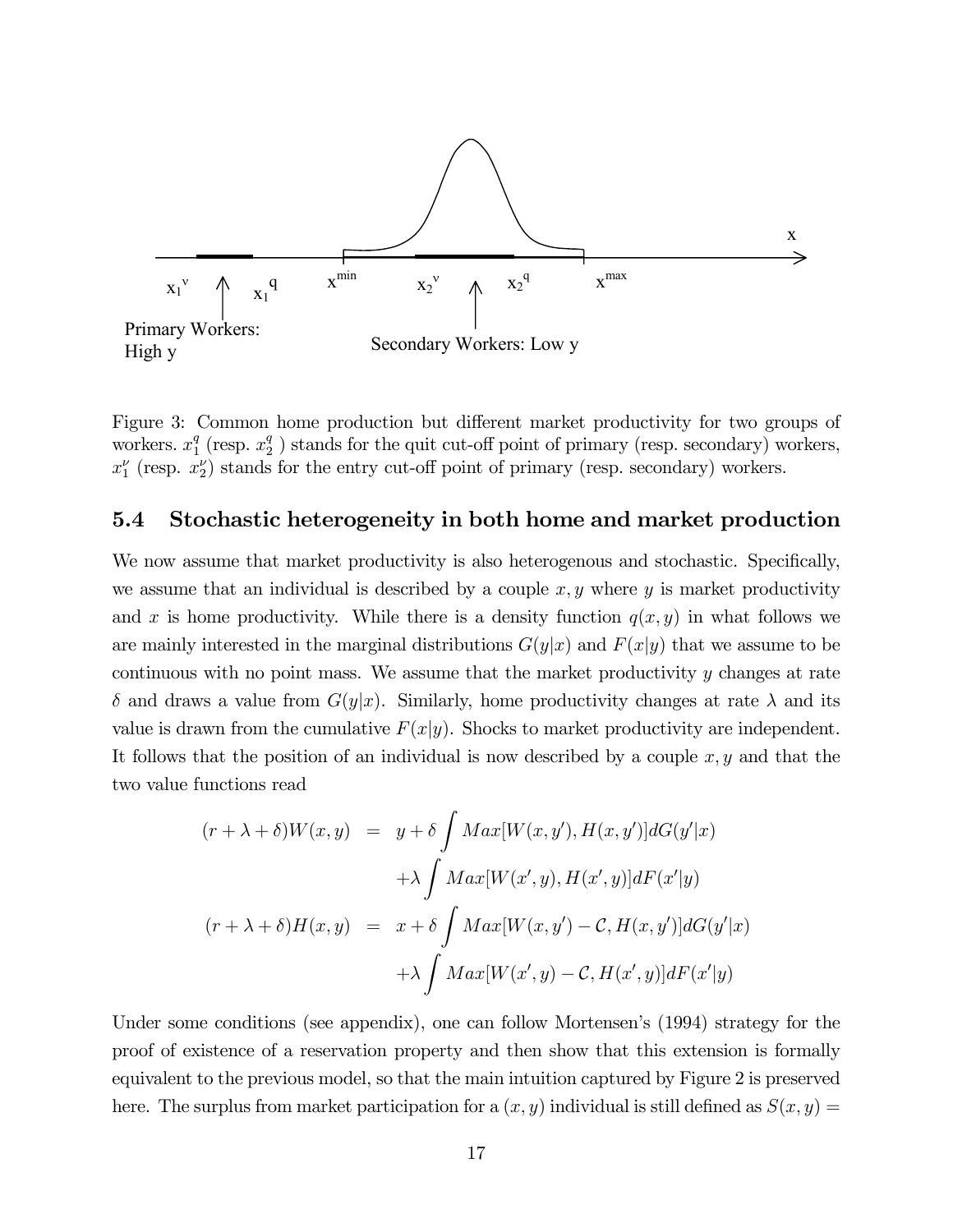Figure 3: Common home production but different market productivity for two groups of workers. $x_1^q$ (resp. $x_2^q$ ) stands for the quit cut-off point of primary (resp. secondary) workers, $x_1^\nu$ (resp. $x_2^\nu$) stands for the entry cut-off point of primary (resp. secondary) workers.

## 5.4 Stochastic heterogeneity in both home and market production

We now assume that market productivity is also heterogenous and stochastic. Specifically, we assume that an individual is described by a couple $x, y$ where $y$ is market productivity and $x$ is home productivity. While there is a density function $q(x, y)$ in what follows we are mainly interested in the marginal distributions $G(y|x)$ and $F(x|y)$ that we assume to be continuous with no point mass. We assume that the market productivity $y$ changes at rate $\delta$ and draws a value from $G(y|x)$. Similarly, home productivity changes at rate $\lambda$ and its value is drawn from the cumulative $F(x|y)$. Shocks to market productivity are independent. It follows that the position of an individual is now described by a couple $x, y$ and that the two value functions read

$$
\begin{aligned}
(r+\lambda+\delta)W(x,y) &= y + \delta \int Max[W(x,y'), H(x,y')]dG(y'|x) \\
&\quad + \lambda \int Max[W(x',y), H(x',y)]dF(x'|y) \\
(r+\lambda+\delta)H(x,y) &= x + \delta \int Max[W(x,y') - \mathcal{C}, H(x,y')]dG(y'|x) \\
&\quad + \lambda \int Max[W(x',y) - \mathcal{C}, H(x',y)]dF(x'|y)
\end{aligned}
$$

Under some conditions (see appendix), one can follow Mortensen's (1994) strategy for the proof of existence of a reservation property and then show that this extension is formally equivalent to the previous model, so that the main intuition captured by Figure 2 is preserved here. The surplus from market participation for a $(x, y)$ individual is still defined as $S(x, y) =$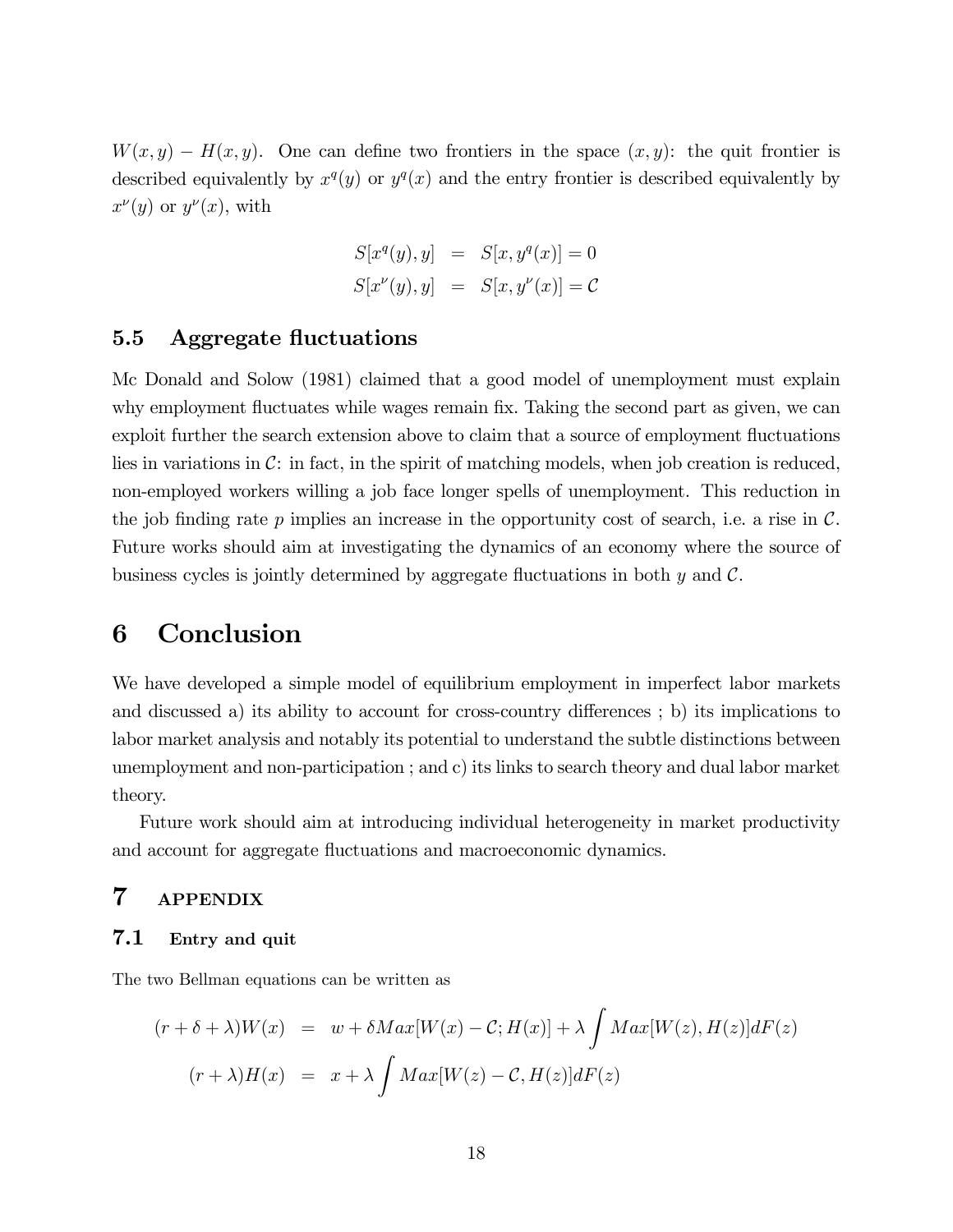$W(x, y) - H(x, y)$. One can define two frontiers in the space $(x, y)$: the quit frontier is described equivalently by $x^q(y)$ or $y^q(x)$ and the entry frontier is described equivalently by $x^\nu(y)$ or $y^\nu(x)$, with

$$
\begin{aligned}
S[x^q(y), y] &= S[x, y^q(x)] = 0 \\
S[x^\nu(y), y] &= S[x, y^\nu(x)] = \mathcal{C}
\end{aligned}
$$

### 5.5 Aggregate fluctuations

Mc Donald and Solow (1981) claimed that a good model of unemployment must explain why employment fluctuates while wages remain fix. Taking the second part as given, we can exploit further the search extension above to claim that a source of employment fluctuations lies in variations in $\mathcal{C}$: in fact, in the spirit of matching models, when job creation is reduced, non-employed workers willing a job face longer spells of unemployment. This reduction in the job finding rate $p$ implies an increase in the opportunity cost of search, i.e. a rise in $\mathcal{C}$. Future works should aim at investigating the dynamics of an economy where the source of business cycles is jointly determined by aggregate fluctuations in both $y$ and $\mathcal{C}$.

## 6 Conclusion

We have developed a simple model of equilibrium employment in imperfect labor markets and discussed a) its ability to account for cross-country differences ; b) its implications to labor market analysis and notably its potential to understand the subtle distinctions between unemployment and non-participation ; and c) its links to search theory and dual labor market theory.

Future work should aim at introducing individual heterogeneity in market productivity and account for aggregate fluctuations and macroeconomic dynamics.

## 7 APPENDIX

### 7.1 Entry and quit

The two Bellman equations can be written as

$$
\begin{aligned}
(r + \delta + \lambda)W(x) &= w + \delta Max[W(x) - \mathcal{C}; H(x)] + \lambda \int Max[W(z), H(z)]dF(z) \\
(r + \lambda)H(x) &= x + \lambda \int Max[W(z) - \mathcal{C}, H(z)]dF(z)
\end{aligned}
$$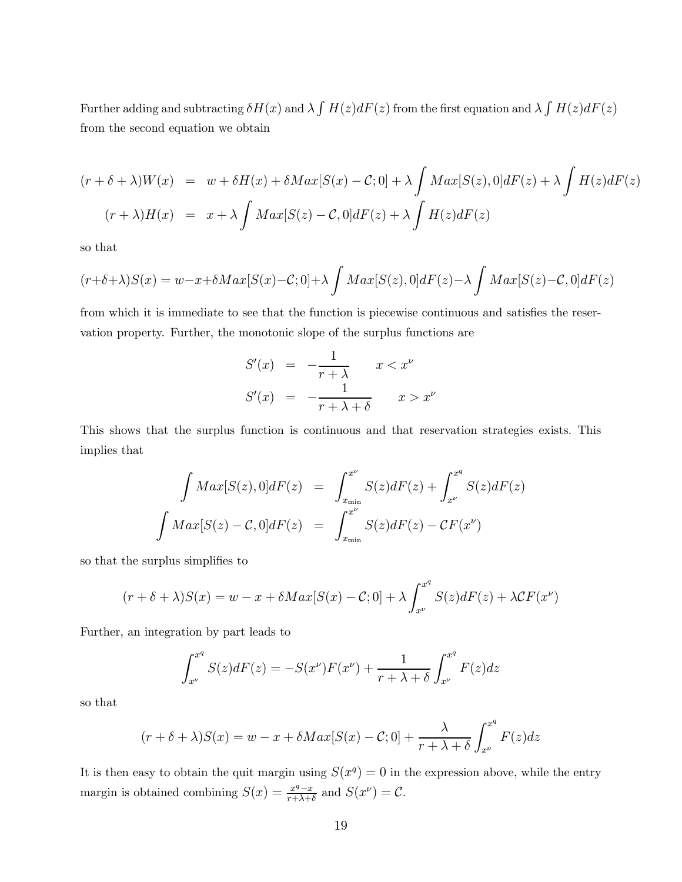Further adding and subtracting $\delta H(x)$ and $\lambda \int H(z)dF(z)$ from the first equation and $\lambda \int H(z)dF(z)$ from the second equation we obtain

$$
\begin{aligned}
(r+\delta+\lambda)W(x) &= w + \delta H(x) + \delta Max[S(x)-\mathcal{C};0] + \lambda \int Max[S(z),0]dF(z) + \lambda \int H(z)dF(z) \\
(r+\lambda)H(x) &= x + \lambda \int Max[S(z)-\mathcal{C},0]dF(z) + \lambda \int H(z)dF(z)
\end{aligned}
$$

so that

$$
(r+\delta+\lambda)S(x) = w - x + \delta Max[S(x)-\mathcal{C};0] + \lambda \int Max[S(z),0]dF(z) - \lambda \int Max[S(z)-\mathcal{C},0]dF(z)
$$

from which it is immediate to see that the function is piecewise continuous and satisfies the reservation property. Further, the monotonic slope of the surplus functions are

$$
\begin{aligned}
S'(x) &= -\frac{1}{r+\lambda} \qquad x < x^{\nu} \\
S'(x) &= -\frac{1}{r+\lambda+\delta} \qquad x > x^{\nu}
\end{aligned}
$$

This shows that the surplus function is continuous and that reservation strategies exists. This implies that

$$
\begin{aligned}
\int Max[S(z),0]dF(z) &= \int_{x_{\min}}^{x^{\nu}} S(z)dF(z) + \int_{x^{\nu}}^{x^{q}} S(z)dF(z) \\
\int Max[S(z)-\mathcal{C},0]dF(z) &= \int_{x_{\min}}^{x^{\nu}} S(z)dF(z) - \mathcal{C}F(x^{\nu})
\end{aligned}
$$

so that the surplus simplifies to

$$
(r+\delta+\lambda)S(x) = w - x + \delta Max[S(x)-\mathcal{C};0] + \lambda \int_{x^{\nu}}^{x^{q}} S(z)dF(z) + \lambda \mathcal{C}F(x^{\nu})
$$

Further, an integration by part leads to

$$
\int_{x^{\nu}}^{x^{q}} S(z)dF(z) = -S(x^{\nu})F(x^{\nu}) + \frac{1}{r+\lambda+\delta}\int_{x^{\nu}}^{x^{q}} F(z)dz
$$

so that

$$
(r+\delta+\lambda)S(x) = w - x + \delta Max[S(x)-\mathcal{C};0] + \frac{\lambda}{r+\lambda+\delta}\int_{x^{\nu}}^{x^{q}} F(z)dz
$$

It is then easy to obtain the quit margin using $S(x^{q}) = 0$ in the expression above, while the entry margin is obtained combining $S(x) = \frac{x^{q}-x}{r+\lambda+\delta}$ and $S(x^{\nu}) = \mathcal{C}$.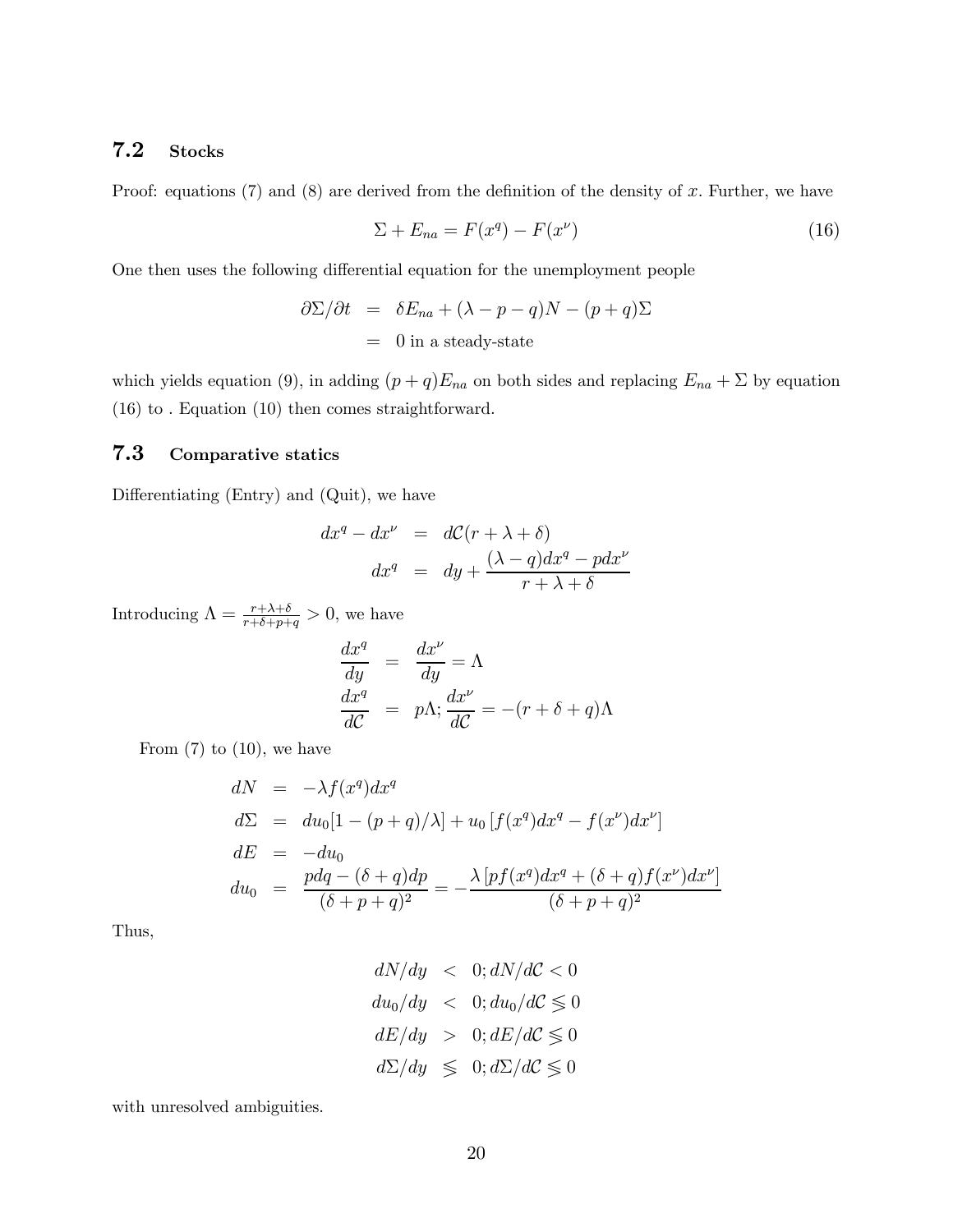## 7.2 Stocks

Proof: equations (7) and (8) are derived from the definition of the density of $x$. Further, we have

$$\Sigma + E_{na} = F(x^q) - F(x^\nu) \tag{16}$$

One then uses the following differential equation for the unemployment people

$$\begin{aligned}
\partial\Sigma/\partial t &= \delta E_{na} + (\lambda - p - q)N - (p+q)\Sigma \\
&= 0 \text{ in a steady-state}
\end{aligned}$$

which yields equation (9), in adding $(p+q)E_{na}$ on both sides and replacing $E_{na} + \Sigma$ by equation (16) to . Equation (10) then comes straightforward.

## 7.3 Comparative statics

Differentiating (Entry) and (Quit), we have

$$\begin{aligned}
dx^q - dx^\nu &= d\mathcal{C}(r + \lambda + \delta) \\
dx^q &= dy + \frac{(\lambda - q)dx^q - pdx^\nu}{r + \lambda + \delta}
\end{aligned}$$

Introducing $\Lambda = \frac{r+\lambda+\delta}{r+\delta+p+q} > 0$, we have

$$\begin{aligned}
\frac{dx^q}{dy} &= \frac{dx^\nu}{dy} = \Lambda \\
\frac{dx^q}{d\mathcal{C}} &= p\Lambda; \frac{dx^\nu}{d\mathcal{C}} = -(r + \delta + q)\Lambda
\end{aligned}$$

From (7) to (10), we have

$$\begin{aligned}
dN &= -\lambda f(x^q)dx^q \\
d\Sigma &= du_0[1 - (p+q)/\lambda] + u_0\left[f(x^q)dx^q - f(x^\nu)dx^\nu\right] \\
dE &= -du_0 \\
du_0 &= \frac{pdq - (\delta + q)dp}{(\delta + p + q)^2} = -\frac{\lambda\left[pf(x^q)dx^q + (\delta + q)f(x^\nu)dx^\nu\right]}{(\delta + p + q)^2}
\end{aligned}$$

Thus,

$$\begin{aligned}
dN/dy &< 0; dN/d\mathcal{C} < 0 \\
du_0/dy &< 0; du_0/d\mathcal{C} \lesseqgtr 0 \\
dE/dy &> 0; dE/d\mathcal{C} \lesseqgtr 0 \\
d\Sigma/dy &\lesseqgtr 0; d\Sigma/d\mathcal{C} \lesseqgtr 0
\end{aligned}$$

with unresolved ambiguities.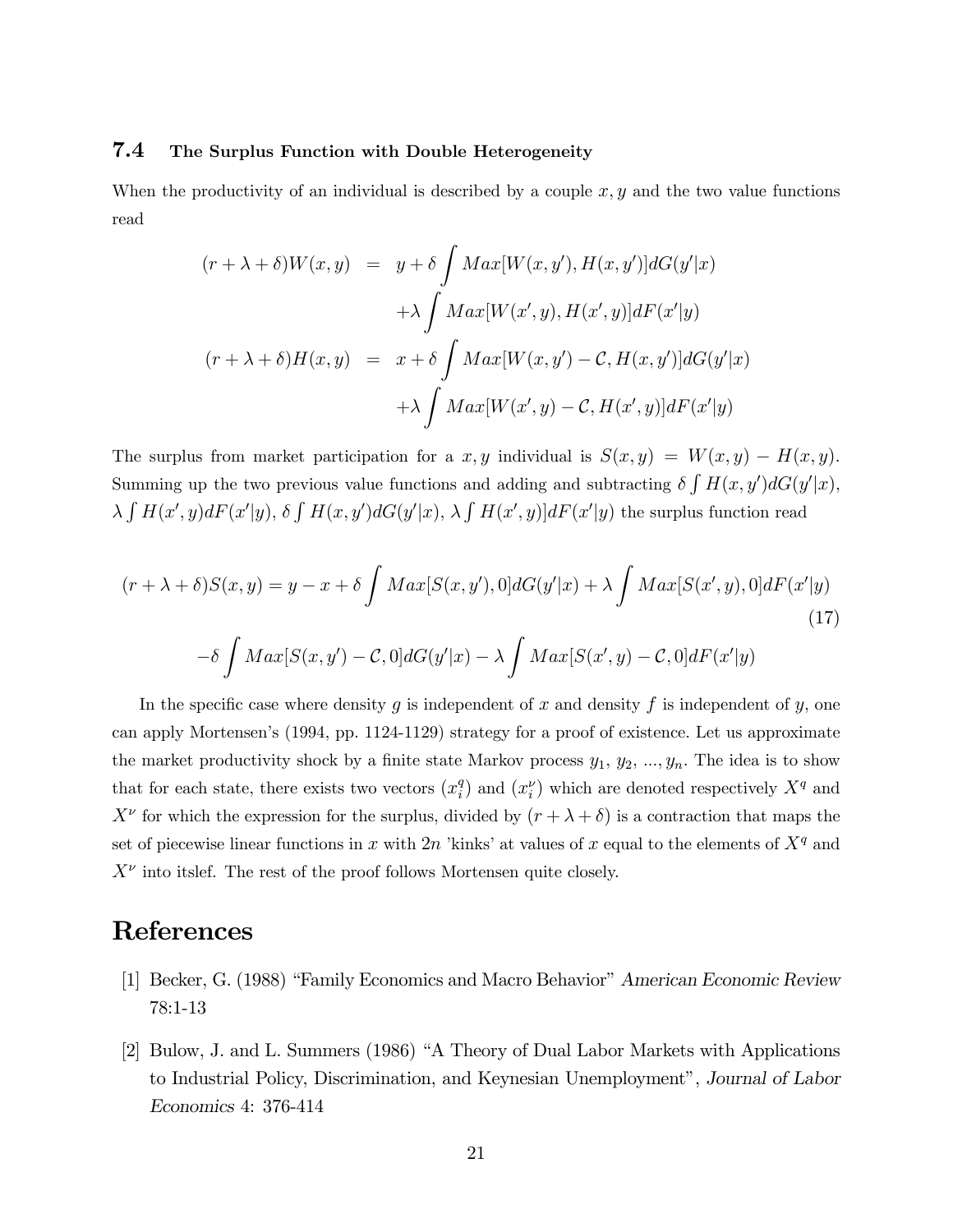### 7.4 The Surplus Function with Double Heterogeneity

When the productivity of an individual is described by a couple $x, y$ and the two value functions read

$$
\begin{aligned}
(r+\lambda+\delta)W(x,y) &= y + \delta \int Max[W(x,y'), H(x,y')]dG(y'|x) \\
&\quad + \lambda \int Max[W(x',y), H(x',y)]dF(x'|y) \\
(r+\lambda+\delta)H(x,y) &= x + \delta \int Max[W(x,y') - \mathcal{C}, H(x,y')]dG(y'|x) \\
&\quad + \lambda \int Max[W(x',y) - \mathcal{C}, H(x',y)]dF(x'|y)
\end{aligned}
$$

The surplus from market participation for a $x, y$ individual is $S(x,y) = W(x,y) - H(x,y)$. Summing up the two previous value functions and adding and subtracting $\delta \int H(x,y')dG(y'|x)$, $\lambda \int H(x',y)dF(x'|y)$, $\delta \int H(x,y')dG(y'|x)$, $\lambda \int H(x',y)]dF(x'|y)$ the surplus function read

$$
\begin{aligned}
(r+\lambda+\delta)S(x,y) = y - x + \delta \int Max[S(x,y'),0]dG(y'|x) + \lambda \int Max[S(x',y),0]dF(x'|y) \\
-\delta \int Max[S(x,y') - \mathcal{C},0]dG(y'|x) - \lambda \int Max[S(x',y) - \mathcal{C},0]dF(x'|y)
\end{aligned}
\tag{17}
$$

In the specific case where density $g$ is independent of $x$ and density $f$ is independent of $y$, one can apply Mortensen's (1994, pp. 1124-1129) strategy for a proof of existence. Let us approximate the market productivity shock by a finite state Markov process $y_1, y_2, ..., y_n$. The idea is to show that for each state, there exists two vectors $(x_i^q)$ and $(x_i^\nu)$ which are denoted respectively $X^q$ and $X^\nu$ for which the expression for the surplus, divided by $(r+\lambda+\delta)$ is a contraction that maps the set of piecewise linear functions in $x$ with $2n$ 'kinks' at values of $x$ equal to the elements of $X^q$ and $X^\nu$ into itslef. The rest of the proof follows Mortensen quite closely.

# References

[1] Becker, G. (1988) "Family Economics and Macro Behavior" *American Economic Review* 78:1-13

[2] Bulow, J. and L. Summers (1986) "A Theory of Dual Labor Markets with Applications to Industrial Policy, Discrimination, and Keynesian Unemployment", *Journal of Labor Economics* 4: 376-414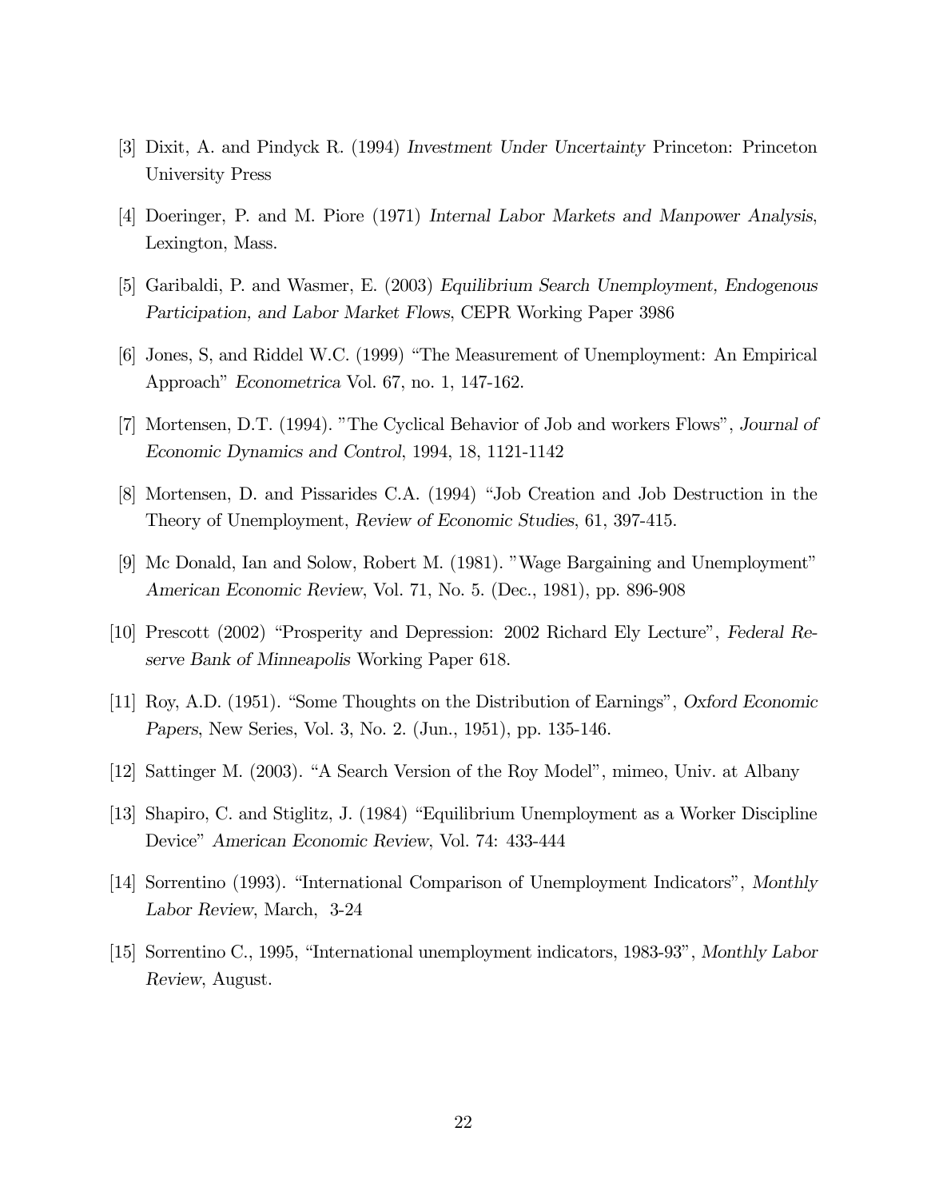[3] Dixit, A. and Pindyck R. (1994) *Investment Under Uncertainty* Princeton: Princeton University Press

[4] Doeringer, P. and M. Piore (1971) *Internal Labor Markets and Manpower Analysis*, Lexington, Mass.

[5] Garibaldi, P. and Wasmer, E. (2003) *Equilibrium Search Unemployment, Endogenous Participation, and Labor Market Flows*, CEPR Working Paper 3986

[6] Jones, S, and Riddel W.C. (1999) "The Measurement of Unemployment: An Empirical Approach" *Econometrica* Vol. 67, no. 1, 147-162.

[7] Mortensen, D.T. (1994). "The Cyclical Behavior of Job and workers Flows", *Journal of Economic Dynamics and Control*, 1994, 18, 1121-1142

[8] Mortensen, D. and Pissarides C.A. (1994) "Job Creation and Job Destruction in the Theory of Unemployment, *Review of Economic Studies*, 61, 397-415.

[9] Mc Donald, Ian and Solow, Robert M. (1981). "Wage Bargaining and Unemployment" *American Economic Review*, Vol. 71, No. 5. (Dec., 1981), pp. 896-908

[10] Prescott (2002) "Prosperity and Depression: 2002 Richard Ely Lecture", *Federal Reserve Bank of Minneapolis* Working Paper 618.

[11] Roy, A.D. (1951). "Some Thoughts on the Distribution of Earnings", *Oxford Economic Papers*, New Series, Vol. 3, No. 2. (Jun., 1951), pp. 135-146.

[12] Sattinger M. (2003). "A Search Version of the Roy Model", mimeo, Univ. at Albany

[13] Shapiro, C. and Stiglitz, J. (1984) "Equilibrium Unemployment as a Worker Discipline Device" *American Economic Review*, Vol. 74: 433-444

[14] Sorrentino (1993). "International Comparison of Unemployment Indicators", *Monthly Labor Review*, March, 3-24

[15] Sorrentino C., 1995, "International unemployment indicators, 1983-93", *Monthly Labor Review*, August.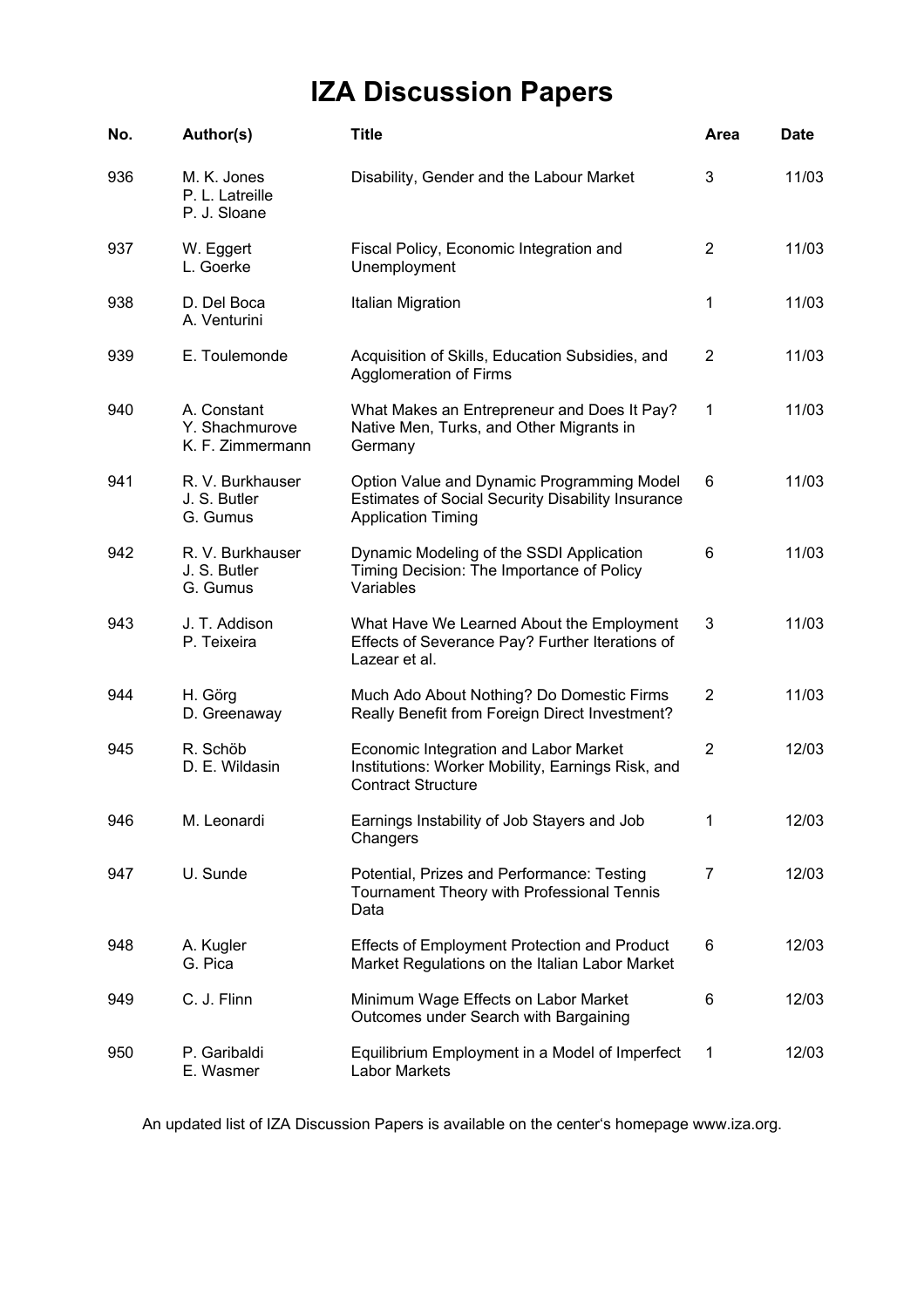# IZA Discussion Papers

| No. | Author(s) | Title | Area | Date |
|---|---|---|---|---|
| 936 | M. K. Jones<br>P. L. Latreille<br>P. J. Sloane | Disability, Gender and the Labour Market | 3 | 11/03 |
| 937 | W. Eggert<br>L. Goerke | Fiscal Policy, Economic Integration and Unemployment | 2 | 11/03 |
| 938 | D. Del Boca<br>A. Venturini | Italian Migration | 1 | 11/03 |
| 939 | E. Toulemonde | Acquisition of Skills, Education Subsidies, and Agglomeration of Firms | 2 | 11/03 |
| 940 | A. Constant<br>Y. Shachmurove<br>K. F. Zimmermann | What Makes an Entrepreneur and Does It Pay? Native Men, Turks, and Other Migrants in Germany | 1 | 11/03 |
| 941 | R. V. Burkhauser<br>J. S. Butler<br>G. Gumus | Option Value and Dynamic Programming Model Estimates of Social Security Disability Insurance Application Timing | 6 | 11/03 |
| 942 | R. V. Burkhauser<br>J. S. Butler<br>G. Gumus | Dynamic Modeling of the SSDI Application Timing Decision: The Importance of Policy Variables | 6 | 11/03 |
| 943 | J. T. Addison<br>P. Teixeira | What Have We Learned About the Employment Effects of Severance Pay? Further Iterations of Lazear et al. | 3 | 11/03 |
| 944 | H. Görg<br>D. Greenaway | Much Ado About Nothing? Do Domestic Firms Really Benefit from Foreign Direct Investment? | 2 | 11/03 |
| 945 | R. Schöb<br>D. E. Wildasin | Economic Integration and Labor Market Institutions: Worker Mobility, Earnings Risk, and Contract Structure | 2 | 12/03 |
| 946 | M. Leonardi | Earnings Instability of Job Stayers and Job Changers | 1 | 12/03 |
| 947 | U. Sunde | Potential, Prizes and Performance: Testing Tournament Theory with Professional Tennis Data | 7 | 12/03 |
| 948 | A. Kugler<br>G. Pica | Effects of Employment Protection and Product Market Regulations on the Italian Labor Market | 6 | 12/03 |
| 949 | C. J. Flinn | Minimum Wage Effects on Labor Market Outcomes under Search with Bargaining | 6 | 12/03 |
| 950 | P. Garibaldi<br>E. Wasmer | Equilibrium Employment in a Model of Imperfect Labor Markets | 1 | 12/03 |

An updated list of IZA Discussion Papers is available on the center's homepage www.iza.org.